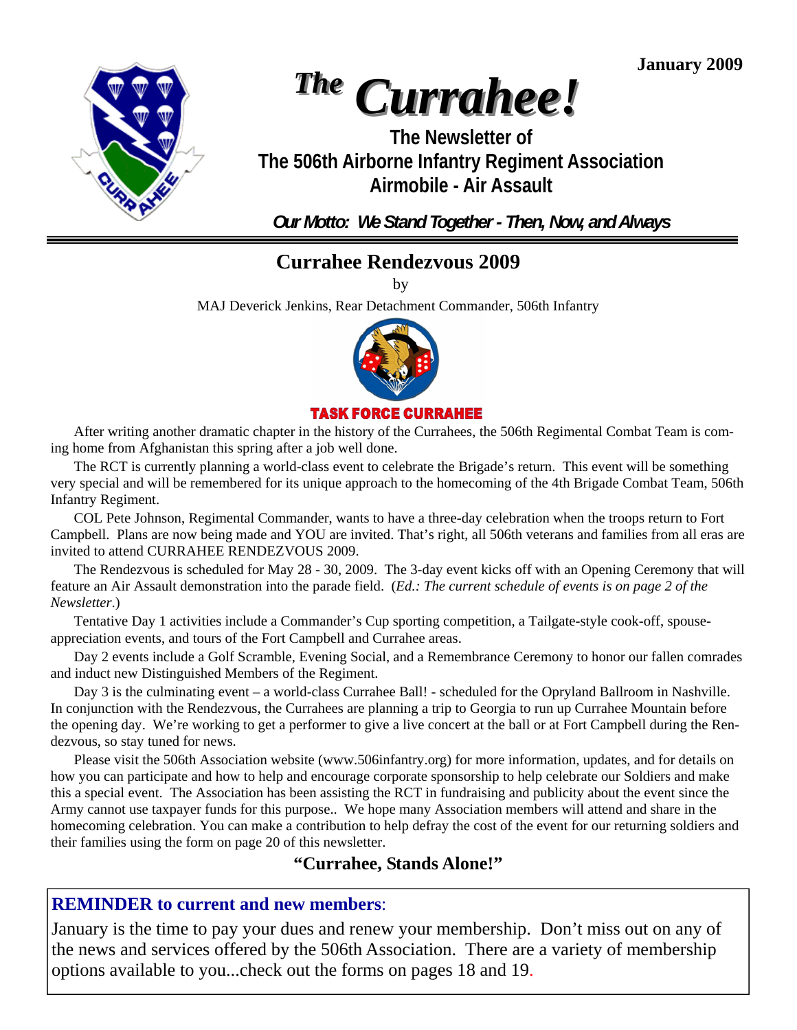January 2009

# The Currahee!

**The Newsletter of**
**The 506th Airborne Infantry Regiment Association**
**Airmobile - Air Assault**

***Our Motto: We Stand Together - Then, Now, and Always***

## Currahee Rendezvous 2009

by

MAJ Deverick Jenkins, Rear Detachment Commander, 506th Infantry

**TASK FORCE CURRAHEE**

After writing another dramatic chapter in the history of the Currahees, the 506th Regimental Combat Team is coming home from Afghanistan this spring after a job well done.

The RCT is currently planning a world-class event to celebrate the Brigade's return. This event will be something very special and will be remembered for its unique approach to the homecoming of the 4th Brigade Combat Team, 506th Infantry Regiment.

COL Pete Johnson, Regimental Commander, wants to have a three-day celebration when the troops return to Fort Campbell. Plans are now being made and YOU are invited. That's right, all 506th veterans and families from all eras are invited to attend CURRAHEE RENDEZVOUS 2009.

The Rendezvous is scheduled for May 28 - 30, 2009. The 3-day event kicks off with an Opening Ceremony that will feature an Air Assault demonstration into the parade field. (*Ed.: The current schedule of events is on page 2 of the Newsletter*.)

Tentative Day 1 activities include a Commander's Cup sporting competition, a Tailgate-style cook-off, spouse-appreciation events, and tours of the Fort Campbell and Currahee areas.

Day 2 events include a Golf Scramble, Evening Social, and a Remembrance Ceremony to honor our fallen comrades and induct new Distinguished Members of the Regiment.

Day 3 is the culminating event – a world-class Currahee Ball! - scheduled for the Opryland Ballroom in Nashville. In conjunction with the Rendezvous, the Currahees are planning a trip to Georgia to run up Currahee Mountain before the opening day. We're working to get a performer to give a live concert at the ball or at Fort Campbell during the Rendezvous, so stay tuned for news.

Please visit the 506th Association website (www.506infantry.org) for more information, updates, and for details on how you can participate and how to help and encourage corporate sponsorship to help celebrate our Soldiers and make this a special event. The Association has been assisting the RCT in fundraising and publicity about the event since the Army cannot use taxpayer funds for this purpose.. We hope many Association members will attend and share in the homecoming celebration. You can make a contribution to help defray the cost of the event for our returning soldiers and their families using the form on page 20 of this newsletter.

**"Currahee, Stands Alone!"**

**REMINDER to current and new members**:

January is the time to pay your dues and renew your membership. Don't miss out on any of the news and services offered by the 506th Association. There are a variety of membership options available to you...check out the forms on pages 18 and 19.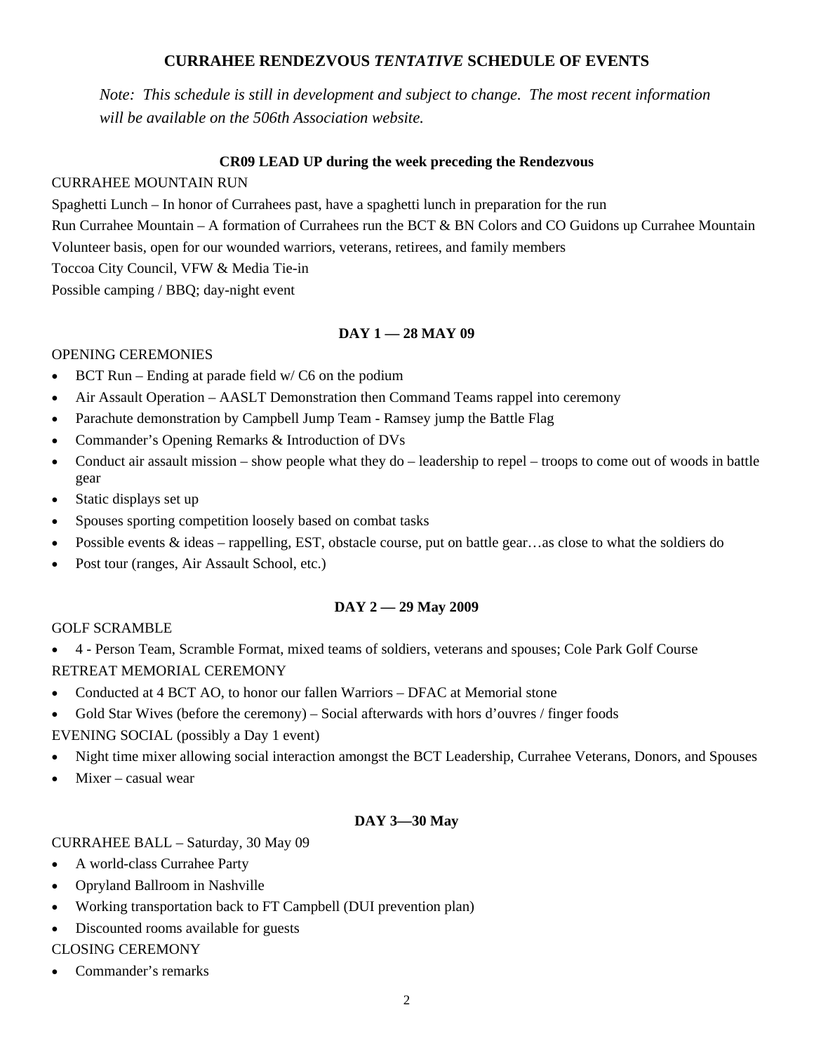## CURRAHEE RENDEZVOUS *TENTATIVE* SCHEDULE OF EVENTS

*Note: This schedule is still in development and subject to change. The most recent information will be available on the 506th Association website.*

### CR09 LEAD UP during the week preceding the Rendezvous

CURRAHEE MOUNTAIN RUN

Spaghetti Lunch – In honor of Currahees past, have a spaghetti lunch in preparation for the run

Run Currahee Mountain – A formation of Currahees run the BCT & BN Colors and CO Guidons up Currahee Mountain

Volunteer basis, open for our wounded warriors, veterans, retirees, and family members

Toccoa City Council, VFW & Media Tie-in

Possible camping / BBQ; day-night event

### DAY 1 — 28 MAY 09

OPENING CEREMONIES

- BCT Run – Ending at parade field w/ C6 on the podium
- Air Assault Operation – AASLT Demonstration then Command Teams rappel into ceremony
- Parachute demonstration by Campbell Jump Team - Ramsey jump the Battle Flag
- Commander's Opening Remarks & Introduction of DVs
- Conduct air assault mission – show people what they do – leadership to repel – troops to come out of woods in battle gear
- Static displays set up
- Spouses sporting competition loosely based on combat tasks
- Possible events & ideas – rappelling, EST, obstacle course, put on battle gear…as close to what the soldiers do
- Post tour (ranges, Air Assault School, etc.)

### DAY 2 — 29 May 2009

GOLF SCRAMBLE

- 4 - Person Team, Scramble Format, mixed teams of soldiers, veterans and spouses; Cole Park Golf Course

RETREAT MEMORIAL CEREMONY

- Conducted at 4 BCT AO, to honor our fallen Warriors – DFAC at Memorial stone
- Gold Star Wives (before the ceremony) – Social afterwards with hors d'ouvres / finger foods

EVENING SOCIAL (possibly a Day 1 event)

- Night time mixer allowing social interaction amongst the BCT Leadership, Currahee Veterans, Donors, and Spouses
- Mixer – casual wear

### DAY 3—30 May

CURRAHEE BALL – Saturday, 30 May 09

- A world-class Currahee Party
- Opryland Ballroom in Nashville
- Working transportation back to FT Campbell (DUI prevention plan)
- Discounted rooms available for guests

CLOSING CEREMONY

- Commander's remarks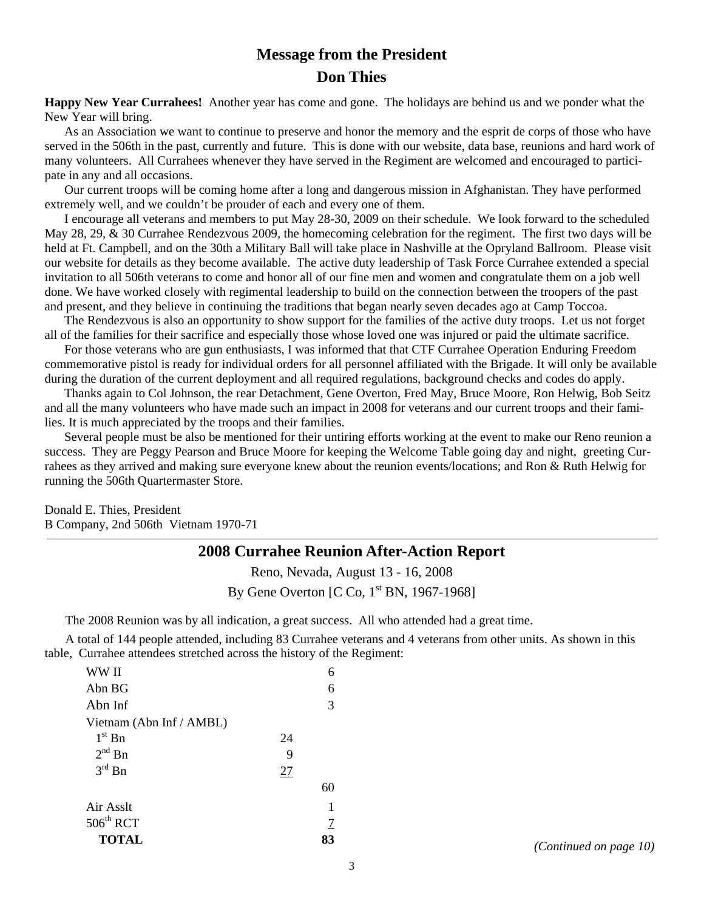## Message from the President

## Don Thies

**Happy New Year Currahees!** Another year has come and gone. The holidays are behind us and we ponder what the New Year will bring.

As an Association we want to continue to preserve and honor the memory and the esprit de corps of those who have served in the 506th in the past, currently and future. This is done with our website, data base, reunions and hard work of many volunteers. All Currahees whenever they have served in the Regiment are welcomed and encouraged to participate in any and all occasions.

Our current troops will be coming home after a long and dangerous mission in Afghanistan. They have performed extremely well, and we couldn't be prouder of each and every one of them.

I encourage all veterans and members to put May 28-30, 2009 on their schedule. We look forward to the scheduled May 28, 29, & 30 Currahee Rendezvous 2009, the homecoming celebration for the regiment. The first two days will be held at Ft. Campbell, and on the 30th a Military Ball will take place in Nashville at the Opryland Ballroom. Please visit our website for details as they become available. The active duty leadership of Task Force Currahee extended a special invitation to all 506th veterans to come and honor all of our fine men and women and congratulate them on a job well done. We have worked closely with regimental leadership to build on the connection between the troopers of the past and present, and they believe in continuing the traditions that began nearly seven decades ago at Camp Toccoa.

The Rendezvous is also an opportunity to show support for the families of the active duty troops. Let us not forget all of the families for their sacrifice and especially those whose loved one was injured or paid the ultimate sacrifice.

For those veterans who are gun enthusiasts, I was informed that that CTF Currahee Operation Enduring Freedom commemorative pistol is ready for individual orders for all personnel affiliated with the Brigade. It will only be available during the duration of the current deployment and all required regulations, background checks and codes do apply.

Thanks again to Col Johnson, the rear Detachment, Gene Overton, Fred May, Bruce Moore, Ron Helwig, Bob Seitz and all the many volunteers who have made such an impact in 2008 for veterans and our current troops and their families. It is much appreciated by the troops and their families.

Several people must be also be mentioned for their untiring efforts working at the event to make our Reno reunion a success. They are Peggy Pearson and Bruce Moore for keeping the Welcome Table going day and night, greeting Currahees as they arrived and making sure everyone knew about the reunion events/locations; and Ron & Ruth Helwig for running the 506th Quartermaster Store.

Donald E. Thies, President
B Company, 2nd 506th Vietnam 1970-71

---

## 2008 Currahee Reunion After-Action Report

Reno, Nevada, August 13 - 16, 2008

By Gene Overton [C Co, 1st BN, 1967-1968]

The 2008 Reunion was by all indication, a great success. All who attended had a great time.

A total of 144 people attended, including 83 Currahee veterans and 4 veterans from other units. As shown in this table, Currahee attendees stretched across the history of the Regiment:

| | | |
|---|---|---|
| WW II | | 6 |
| Abn BG | | 6 |
| Abn Inf | | 3 |
| Vietnam (Abn Inf / AMBL) | | |
| 1st Bn | 24 | |
| 2nd Bn | 9 | |
| 3rd Bn | 27 | |
| | | 60 |
| Air Asslt | | 1 |
| 506th RCT | | 7 |
| **TOTAL** | | **83** |

*(Continued on page 10)*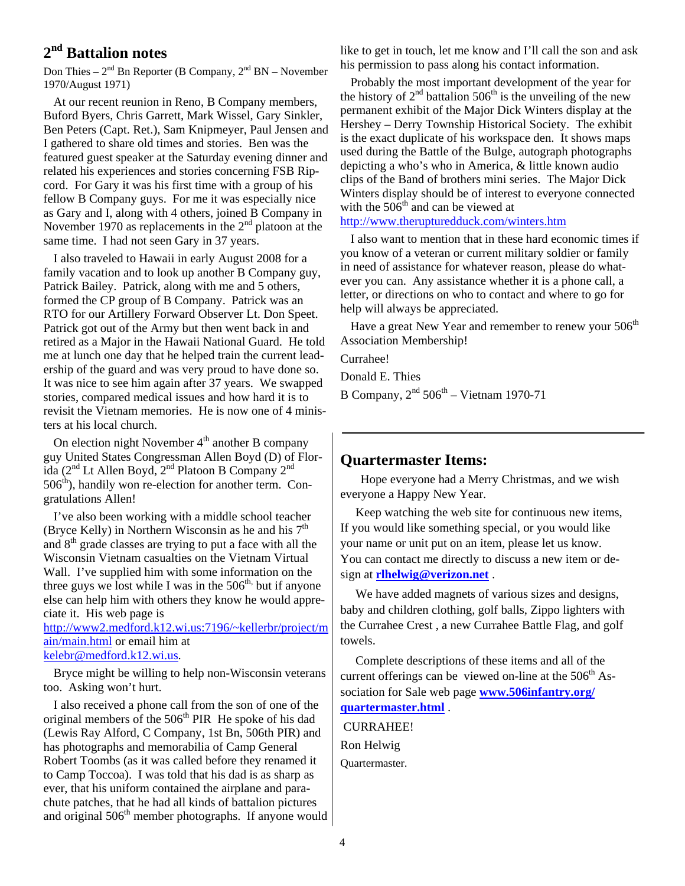## 2nd Battalion notes

Don Thies – 2nd Bn Reporter (B Company, 2nd BN – November 1970/August 1971)

At our recent reunion in Reno, B Company members, Buford Byers, Chris Garrett, Mark Wissel, Gary Sinkler, Ben Peters (Capt. Ret.), Sam Knipmeyer, Paul Jensen and I gathered to share old times and stories. Ben was the featured guest speaker at the Saturday evening dinner and related his experiences and stories concerning FSB Ripcord. For Gary it was his first time with a group of his fellow B Company guys. For me it was especially nice as Gary and I, along with 4 others, joined B Company in November 1970 as replacements in the 2nd platoon at the same time. I had not seen Gary in 37 years.

I also traveled to Hawaii in early August 2008 for a family vacation and to look up another B Company guy, Patrick Bailey. Patrick, along with me and 5 others, formed the CP group of B Company. Patrick was an RTO for our Artillery Forward Observer Lt. Don Speet. Patrick got out of the Army but then went back in and retired as a Major in the Hawaii National Guard. He told me at lunch one day that he helped train the current leadership of the guard and was very proud to have done so. It was nice to see him again after 37 years. We swapped stories, compared medical issues and how hard it is to revisit the Vietnam memories. He is now one of 4 ministers at his local church.

On election night November 4th another B company guy United States Congressman Allen Boyd (D) of Florida (2nd Lt Allen Boyd, 2nd Platoon B Company 2nd 506th), handily won re-election for another term. Congratulations Allen!

I've also been working with a middle school teacher (Bryce Kelly) in Northern Wisconsin as he and his 7th and 8th grade classes are trying to put a face with all the Wisconsin Vietnam casualties on the Vietnam Virtual Wall. I've supplied him with some information on the three guys we lost while I was in the 506th, but if anyone else can help him with others they know he would appreciate it. His web page is http://www2.medford.k12.wi.us:7196/~kellerbr/project/main/main.html or email him at kelebr@medford.k12.wi.us.

Bryce might be willing to help non-Wisconsin veterans too. Asking won't hurt.

I also received a phone call from the son of one of the original members of the 506th PIR He spoke of his dad (Lewis Ray Alford, C Company, 1st Bn, 506th PIR) and has photographs and memorabilia of Camp General Robert Toombs (as it was called before they renamed it to Camp Toccoa). I was told that his dad is as sharp as ever, that his uniform contained the airplane and parachute patches, that he had all kinds of battalion pictures and original 506th member photographs. If anyone would like to get in touch, let me know and I'll call the son and ask his permission to pass along his contact information.

Probably the most important development of the year for the history of 2nd battalion 506th is the unveiling of the new permanent exhibit of the Major Dick Winters display at the Hershey – Derry Township Historical Society. The exhibit is the exact duplicate of his workspace den. It shows maps used during the Battle of the Bulge, autograph photographs depicting a who's who in America, & little known audio clips of the Band of brothers mini series. The Major Dick Winters display should be of interest to everyone connected with the 506th and can be viewed at http://www.theruptureddduck.com/winters.htm

I also want to mention that in these hard economic times if you know of a veteran or current military soldier or family in need of assistance for whatever reason, please do whatever you can. Any assistance whether it is a phone call, a letter, or directions on who to contact and where to go for help will always be appreciated.

Have a great New Year and remember to renew your 506th Association Membership!

Currahee!

Donald E. Thies

B Company, 2nd 506th – Vietnam 1970-71

---

## Quartermaster Items:

Hope everyone had a Merry Christmas, and we wish everyone a Happy New Year.

Keep watching the web site for continuous new items, If you would like something special, or you would like your name or unit put on an item, please let us know. You can contact me directly to discuss a new item or design at **rlhelwig@verizon.net** .

We have added magnets of various sizes and designs, baby and children clothing, golf balls, Zippo lighters with the Currahee Crest , a new Currahee Battle Flag, and golf towels.

Complete descriptions of these items and all of the current offerings can be viewed on-line at the 506th Association for Sale web page **www.506infantry.org/quartermaster.html** .

CURRAHEE!

Ron Helwig

Quartermaster.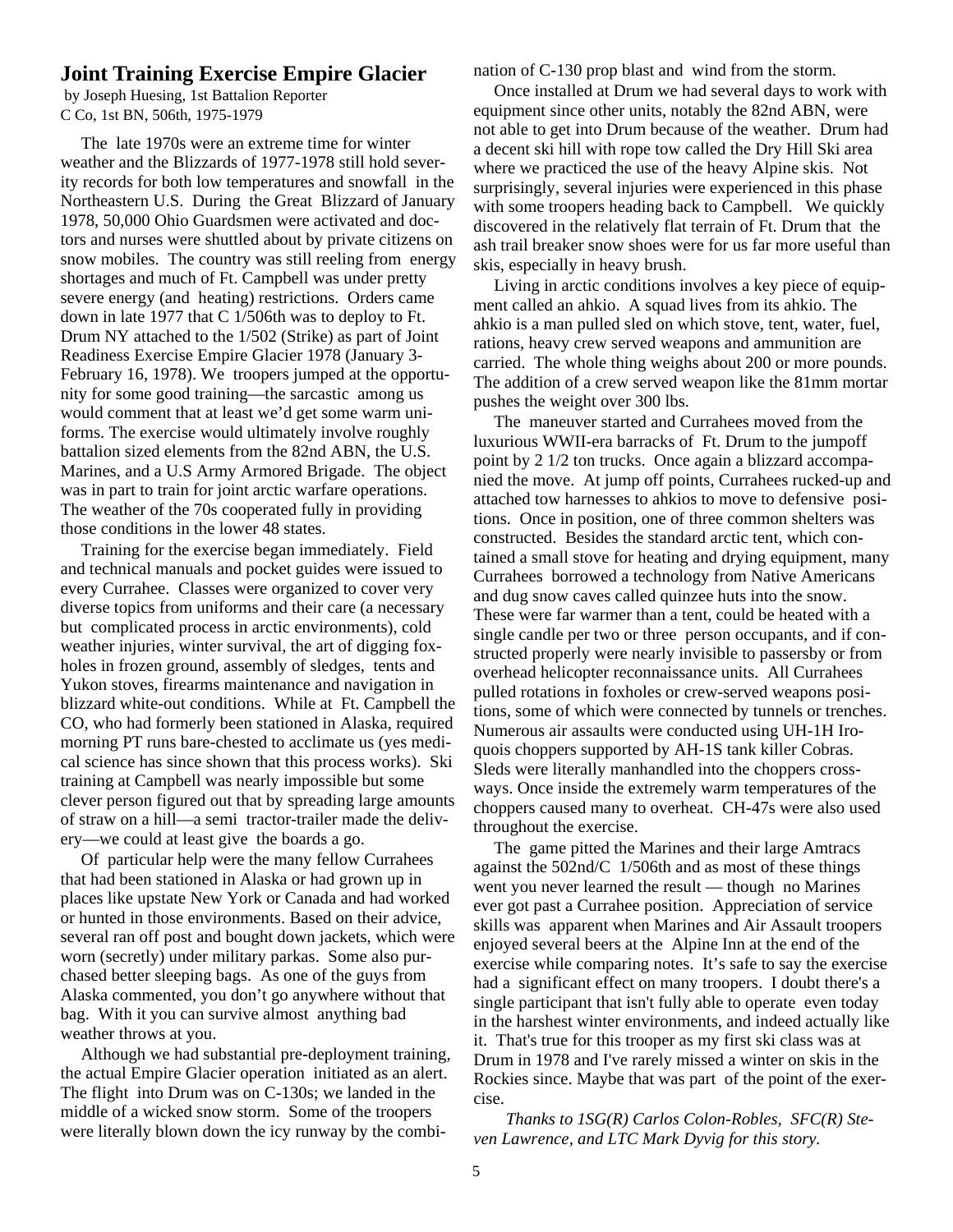## Joint Training Exercise Empire Glacier

by Joseph Huesing, 1st Battalion Reporter
C Co, 1st BN, 506th, 1975-1979

The late 1970s were an extreme time for winter weather and the Blizzards of 1977-1978 still hold severity records for both low temperatures and snowfall in the Northeastern U.S. During the Great Blizzard of January 1978, 50,000 Ohio Guardsmen were activated and doctors and nurses were shuttled about by private citizens on snow mobiles. The country was still reeling from energy shortages and much of Ft. Campbell was under pretty severe energy (and heating) restrictions. Orders came down in late 1977 that C 1/506th was to deploy to Ft. Drum NY attached to the 1/502 (Strike) as part of Joint Readiness Exercise Empire Glacier 1978 (January 3-February 16, 1978). We troopers jumped at the opportunity for some good training—the sarcastic among us would comment that at least we'd get some warm uniforms. The exercise would ultimately involve roughly battalion sized elements from the 82nd ABN, the U.S. Marines, and a U.S Army Armored Brigade. The object was in part to train for joint arctic warfare operations. The weather of the 70s cooperated fully in providing those conditions in the lower 48 states.

Training for the exercise began immediately. Field and technical manuals and pocket guides were issued to every Currahee. Classes were organized to cover very diverse topics from uniforms and their care (a necessary but complicated process in arctic environments), cold weather injuries, winter survival, the art of digging foxholes in frozen ground, assembly of sledges, tents and Yukon stoves, firearms maintenance and navigation in blizzard white-out conditions. While at Ft. Campbell the CO, who had formerly been stationed in Alaska, required morning PT runs bare-chested to acclimate us (yes medical science has since shown that this process works). Ski training at Campbell was nearly impossible but some clever person figured out that by spreading large amounts of straw on a hill—a semi tractor-trailer made the delivery—we could at least give the boards a go.

Of particular help were the many fellow Currahees that had been stationed in Alaska or had grown up in places like upstate New York or Canada and had worked or hunted in those environments. Based on their advice, several ran off post and bought down jackets, which were worn (secretly) under military parkas. Some also purchased better sleeping bags. As one of the guys from Alaska commented, you don't go anywhere without that bag. With it you can survive almost anything bad weather throws at you.

Although we had substantial pre-deployment training, the actual Empire Glacier operation initiated as an alert. The flight into Drum was on C-130s; we landed in the middle of a wicked snow storm. Some of the troopers were literally blown down the icy runway by the combination of C-130 prop blast and wind from the storm.

Once installed at Drum we had several days to work with equipment since other units, notably the 82nd ABN, were not able to get into Drum because of the weather. Drum had a decent ski hill with rope tow called the Dry Hill Ski area where we practiced the use of the heavy Alpine skis. Not surprisingly, several injuries were experienced in this phase with some troopers heading back to Campbell. We quickly discovered in the relatively flat terrain of Ft. Drum that the ash trail breaker snow shoes were for us far more useful than skis, especially in heavy brush.

Living in arctic conditions involves a key piece of equipment called an ahkio. A squad lives from its ahkio. The ahkio is a man pulled sled on which stove, tent, water, fuel, rations, heavy crew served weapons and ammunition are carried. The whole thing weighs about 200 or more pounds. The addition of a crew served weapon like the 81mm mortar pushes the weight over 300 lbs.

The maneuver started and Currahees moved from the luxurious WWII-era barracks of Ft. Drum to the jumpoff point by 2 1/2 ton trucks. Once again a blizzard accompanied the move. At jump off points, Currahees rucked-up and attached tow harnesses to ahkios to move to defensive positions. Once in position, one of three common shelters was constructed. Besides the standard arctic tent, which contained a small stove for heating and drying equipment, many Currahees borrowed a technology from Native Americans and dug snow caves called quinzee huts into the snow. These were far warmer than a tent, could be heated with a single candle per two or three person occupants, and if constructed properly were nearly invisible to passersby or from overhead helicopter reconnaissance units. All Currahees pulled rotations in foxholes or crew-served weapons positions, some of which were connected by tunnels or trenches. Numerous air assaults were conducted using UH-1H Iroquois choppers supported by AH-1S tank killer Cobras. Sleds were literally manhandled into the choppers crossways. Once inside the extremely warm temperatures of the choppers caused many to overheat. CH-47s were also used throughout the exercise.

The game pitted the Marines and their large Amtracs against the 502nd/C 1/506th and as most of these things went you never learned the result — though no Marines ever got past a Currahee position. Appreciation of service skills was apparent when Marines and Air Assault troopers enjoyed several beers at the Alpine Inn at the end of the exercise while comparing notes. It's safe to say the exercise had a significant effect on many troopers. I doubt there's a single participant that isn't fully able to operate even today in the harshest winter environments, and indeed actually like it. That's true for this trooper as my first ski class was at Drum in 1978 and I've rarely missed a winter on skis in the Rockies since. Maybe that was part of the point of the exercise.

*Thanks to 1SG(R) Carlos Colon-Robles, SFC(R) Steven Lawrence, and LTC Mark Dyvig for this story.*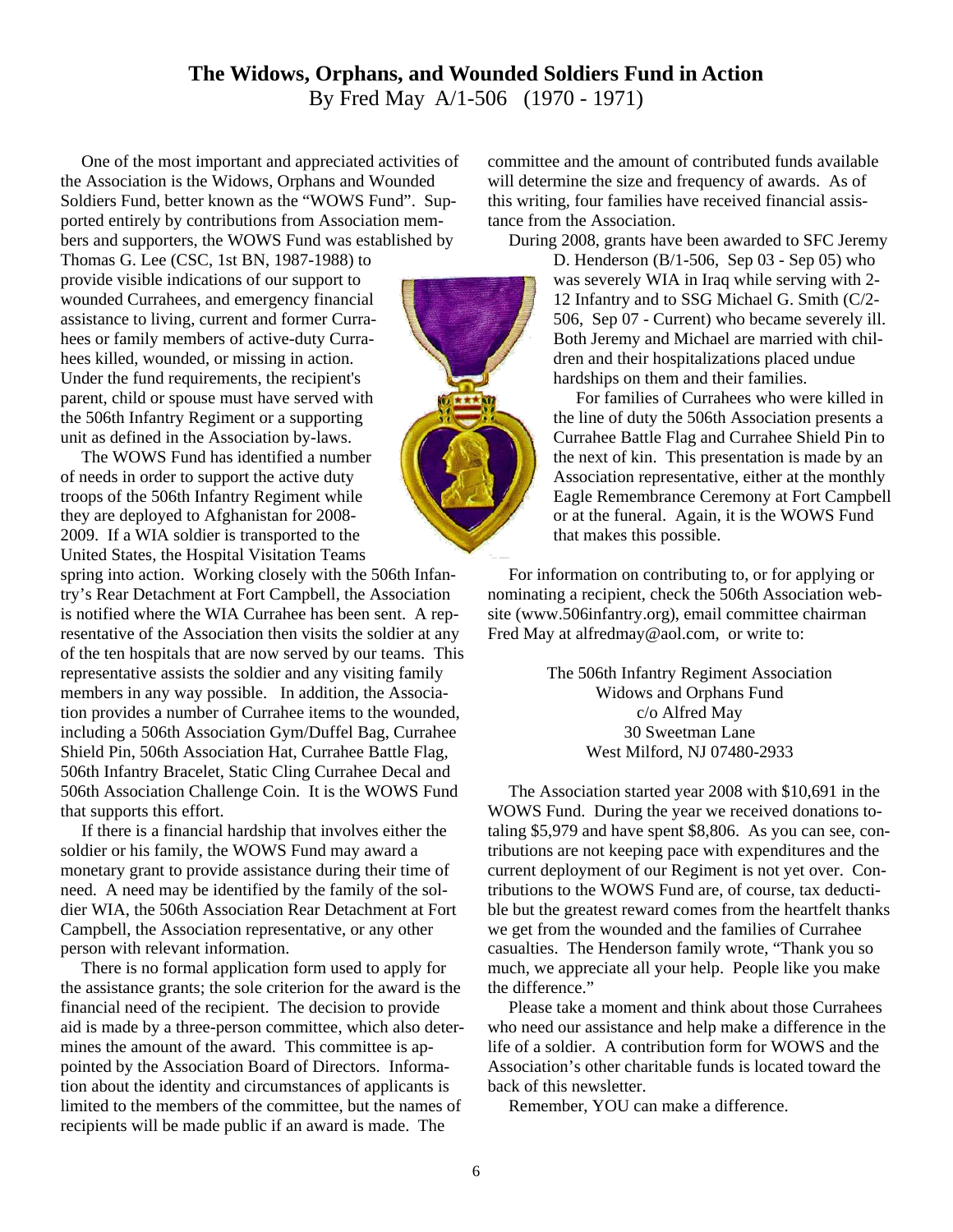# The Widows, Orphans, and Wounded Soldiers Fund in Action

By Fred May A/1-506 (1970 - 1971)

One of the most important and appreciated activities of the Association is the Widows, Orphans and Wounded Soldiers Fund, better known as the "WOWS Fund". Supported entirely by contributions from Association members and supporters, the WOWS Fund was established by Thomas G. Lee (CSC, 1st BN, 1987-1988) to provide visible indications of our support to wounded Currahees, and emergency financial assistance to living, current and former Currahees or family members of active-duty Currahees killed, wounded, or missing in action. Under the fund requirements, the recipient's parent, child or spouse must have served with the 506th Infantry Regiment or a supporting unit as defined in the Association by-laws.

The WOWS Fund has identified a number of needs in order to support the active duty troops of the 506th Infantry Regiment while they are deployed to Afghanistan for 2008-2009. If a WIA soldier is transported to the United States, the Hospital Visitation Teams spring into action. Working closely with the 506th Infantry's Rear Detachment at Fort Campbell, the Association is notified where the WIA Currahee has been sent. A representative of the Association then visits the soldier at any of the ten hospitals that are now served by our teams. This representative assists the soldier and any visiting family members in any way possible. In addition, the Association provides a number of Currahee items to the wounded, including a 506th Association Gym/Duffel Bag, Currahee Shield Pin, 506th Association Hat, Currahee Battle Flag, 506th Infantry Bracelet, Static Cling Currahee Decal and 506th Association Challenge Coin. It is the WOWS Fund that supports this effort.

If there is a financial hardship that involves either the soldier or his family, the WOWS Fund may award a monetary grant to provide assistance during their time of need. A need may be identified by the family of the soldier WIA, the 506th Association Rear Detachment at Fort Campbell, the Association representative, or any other person with relevant information.

There is no formal application form used to apply for the assistance grants; the sole criterion for the award is the financial need of the recipient. The decision to provide aid is made by a three-person committee, which also determines the amount of the award. This committee is appointed by the Association Board of Directors. Information about the identity and circumstances of applicants is limited to the members of the committee, but the names of recipients will be made public if an award is made. The committee and the amount of contributed funds available will determine the size and frequency of awards. As of this writing, four families have received financial assistance from the Association.

During 2008, grants have been awarded to SFC Jeremy D. Henderson (B/1-506, Sep 03 - Sep 05) who was severely WIA in Iraq while serving with 2-12 Infantry and to SSG Michael G. Smith (C/2-506, Sep 07 - Current) who became severely ill. Both Jeremy and Michael are married with children and their hospitalizations placed undue hardships on them and their families.

For families of Currahees who were killed in the line of duty the 506th Association presents a Currahee Battle Flag and Currahee Shield Pin to the next of kin. This presentation is made by an Association representative, either at the monthly Eagle Remembrance Ceremony at Fort Campbell or at the funeral. Again, it is the WOWS Fund that makes this possible.

For information on contributing to, or for applying or nominating a recipient, check the 506th Association website (www.506infantry.org), email committee chairman Fred May at alfredmay@aol.com, or write to:

The 506th Infantry Regiment Association  
Widows and Orphans Fund  
c/o Alfred May  
30 Sweetman Lane  
West Milford, NJ 07480-2933

The Association started year 2008 with $10,691 in the WOWS Fund. During the year we received donations totaling $5,979 and have spent $8,806. As you can see, contributions are not keeping pace with expenditures and the current deployment of our Regiment is not yet over. Contributions to the WOWS Fund are, of course, tax deductible but the greatest reward comes from the heartfelt thanks we get from the wounded and the families of Currahee casualties. The Henderson family wrote, "Thank you so much, we appreciate all your help. People like you make the difference."

Please take a moment and think about those Currahees who need our assistance and help make a difference in the life of a soldier. A contribution form for WOWS and the Association's other charitable funds is located toward the back of this newsletter.

Remember, YOU can make a difference.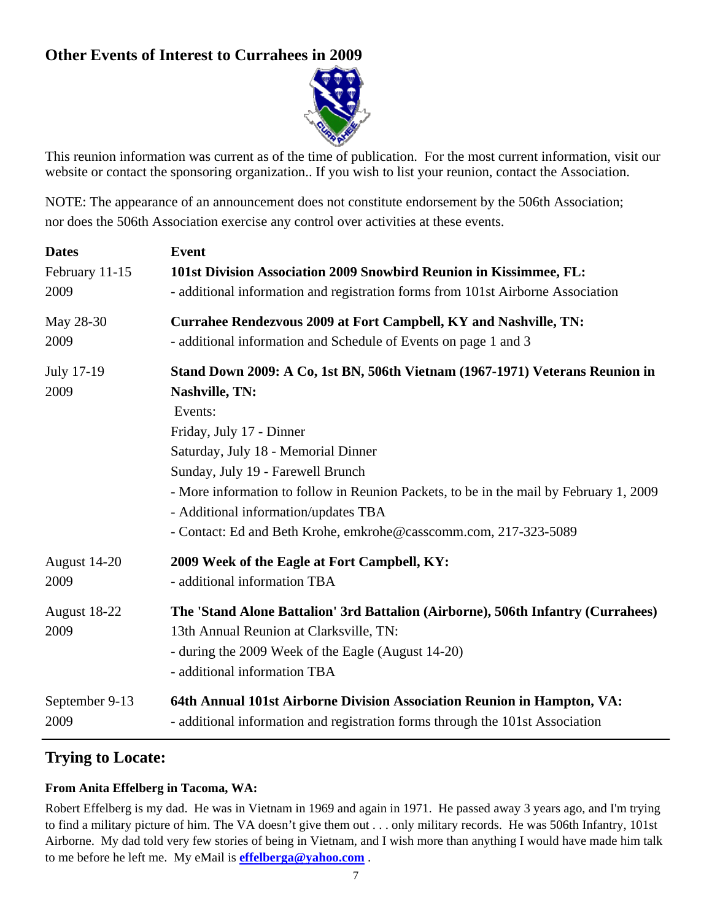## Other Events of Interest to Currahees in 2009

This reunion information was current as of the time of publication. For the most current information, visit our website or contact the sponsoring organization.. If you wish to list your reunion, contact the Association.

NOTE: The appearance of an announcement does not constitute endorsement by the 506th Association; nor does the 506th Association exercise any control over activities at these events.

| Dates | Event |
|---|---|
| February 11-15 2009 | **101st Division Association 2009 Snowbird Reunion in Kissimmee, FL:**<br>- additional information and registration forms from 101st Airborne Association |
| May 28-30 2009 | **Currahee Rendezvous 2009 at Fort Campbell, KY and Nashville, TN:**<br>- additional information and Schedule of Events on page 1 and 3 |
| July 17-19 2009 | **Stand Down 2009: A Co, 1st BN, 506th Vietnam (1967-1971) Veterans Reunion in Nashville, TN:**<br>Events:<br>Friday, July 17 - Dinner<br>Saturday, July 18 - Memorial Dinner<br>Sunday, July 19 - Farewell Brunch<br>- More information to follow in Reunion Packets, to be in the mail by February 1, 2009<br>- Additional information/updates TBA<br>- Contact: Ed and Beth Krohe, emkrohe@casscomm.com, 217-323-5089 |
| August 14-20 2009 | **2009 Week of the Eagle at Fort Campbell, KY:**<br>- additional information TBA |
| August 18-22 2009 | **The 'Stand Alone Battalion' 3rd Battalion (Airborne), 506th Infantry (Currahees)** 13th Annual Reunion at Clarksville, TN:<br>- during the 2009 Week of the Eagle (August 14-20)<br>- additional information TBA |
| September 9-13 2009 | **64th Annual 101st Airborne Division Association Reunion in Hampton, VA:**<br>- additional information and registration forms through the 101st Association |

## Trying to Locate:

**From Anita Effelberg in Tacoma, WA:**

Robert Effelberg is my dad. He was in Vietnam in 1969 and again in 1971. He passed away 3 years ago, and I'm trying to find a military picture of him. The VA doesn't give them out . . . only military records. He was 506th Infantry, 101st Airborne. My dad told very few stories of being in Vietnam, and I wish more than anything I would have made him talk to me before he left me. My eMail is **effelberga@yahoo.com** .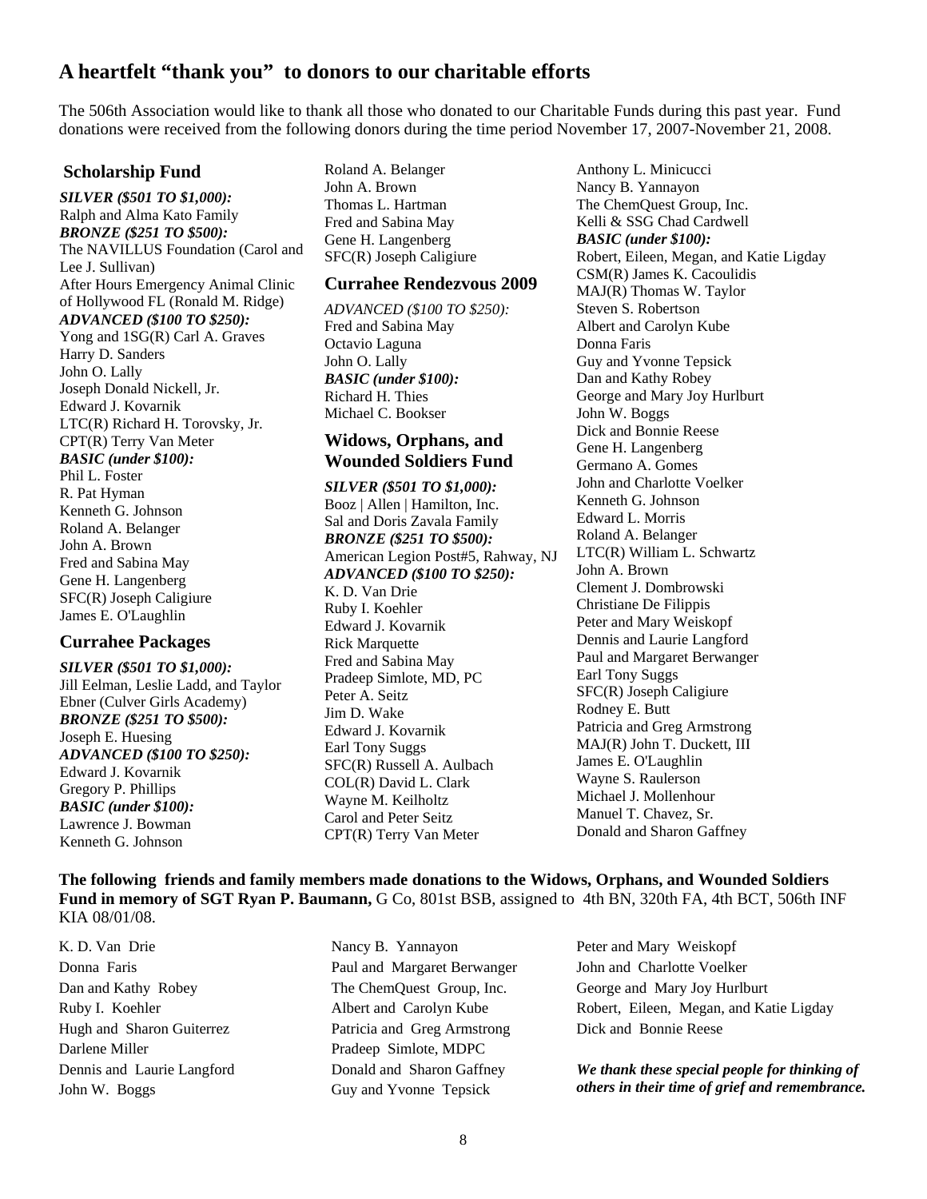## A heartfelt "thank you" to donors to our charitable efforts

The 506th Association would like to thank all those who donated to our Charitable Funds during this past year. Fund donations were received from the following donors during the time period November 17, 2007-November 21, 2008.

### Scholarship Fund

***SILVER ($501 TO $1,000):***
Ralph and Alma Kato Family

***BRONZE ($251 TO $500):***
The NAVILLUS Foundation (Carol and Lee J. Sullivan)
After Hours Emergency Animal Clinic of Hollywood FL (Ronald M. Ridge)

***ADVANCED ($100 TO $250):***
Yong and 1SG(R) Carl A. Graves
Harry D. Sanders
John O. Lally
Joseph Donald Nickell, Jr.
Edward J. Kovarnik
LTC(R) Richard H. Torovsky, Jr.
CPT(R) Terry Van Meter

***BASIC (under $100):***
Phil L. Foster
R. Pat Hyman
Kenneth G. Johnson
Roland A. Belanger
John A. Brown
Fred and Sabina May
Gene H. Langenberg
SFC(R) Joseph Caligiure
James E. O'Laughlin

### Currahee Packages

***SILVER ($501 TO $1,000):***
Jill Eelman, Leslie Ladd, and Taylor Ebner (Culver Girls Academy)

***BRONZE ($251 TO $500):***
Joseph E. Huesing

***ADVANCED ($100 TO $250):***
Edward J. Kovarnik
Gregory P. Phillips

***BASIC (under $100):***
Lawrence J. Bowman
Kenneth G. Johnson
Roland A. Belanger
John A. Brown
Thomas L. Hartman
Fred and Sabina May
Gene H. Langenberg
SFC(R) Joseph Caligiure

### Currahee Rendezvous 2009

*ADVANCED ($100 TO $250):*
Fred and Sabina May
Octavio Laguna
John O. Lally

***BASIC (under $100):***
Richard H. Thies
Michael C. Bookser

### Widows, Orphans, and Wounded Soldiers Fund

***SILVER ($501 TO $1,000):***
Booz | Allen | Hamilton, Inc.
Sal and Doris Zavala Family

***BRONZE ($251 TO $500):***
American Legion Post#5, Rahway, NJ

***ADVANCED ($100 TO $250):***
K. D. Van Drie
Ruby I. Koehler
Edward J. Kovarnik
Rick Marquette
Fred and Sabina May
Pradeep Simlote, MD, PC
Peter A. Seitz
Jim D. Wake
Edward J. Kovarnik
Earl Tony Suggs
SFC(R) Russell A. Aulbach
COL(R) David L. Clark
Wayne M. Keilholtz
Carol and Peter Seitz
CPT(R) Terry Van Meter
Anthony L. Minicucci
Nancy B. Yannayon
The ChemQuest Group, Inc.
Kelli & SSG Chad Cardwell

***BASIC (under $100):***
Robert, Eileen, Megan, and Katie Ligday
CSM(R) James K. Cacoulidis
MAJ(R) Thomas W. Taylor
Steven S. Robertson
Albert and Carolyn Kube
Donna Faris
Guy and Yvonne Tepsick
Dan and Kathy Robey
George and Mary Joy Hurlburt
John W. Boggs
Dick and Bonnie Reese
Gene H. Langenberg
Germano A. Gomes
John and Charlotte Voelker
Kenneth G. Johnson
Edward L. Morris
Roland A. Belanger
LTC(R) William L. Schwartz
John A. Brown
Clement J. Dombrowski
Christiane De Filippis
Peter and Mary Weiskopf
Dennis and Laurie Langford
Paul and Margaret Berwanger
Earl Tony Suggs
SFC(R) Joseph Caligiure
Rodney E. Butt
Patricia and Greg Armstrong
MAJ(R) John T. Duckett, III
James E. O'Laughlin
Wayne S. Raulerson
Michael J. Mollenhour
Manuel T. Chavez, Sr.
Donald and Sharon Gaffney

**The following friends and family members made donations to the Widows, Orphans, and Wounded Soldiers Fund in memory of SGT Ryan P. Baumann,** G Co, 801st BSB, assigned to 4th BN, 320th FA, 4th BCT, 506th INF KIA 08/01/08.

K. D. Van Drie
Donna Faris
Dan and Kathy Robey
Ruby I. Koehler
Hugh and Sharon Guiterrez
Darlene Miller
Dennis and Laurie Langford
John W. Boggs
Nancy B. Yannayon
Paul and Margaret Berwanger
The ChemQuest Group, Inc.
Albert and Carolyn Kube
Patricia and Greg Armstrong
Pradeep Simlote, MDPC
Donald and Sharon Gaffney
Guy and Yvonne Tepsick
Peter and Mary Weiskopf
John and Charlotte Voelker
George and Mary Joy Hurlburt
Robert, Eileen, Megan, and Katie Ligday
Dick and Bonnie Reese

***We thank these special people for thinking of others in their time of grief and remembrance.***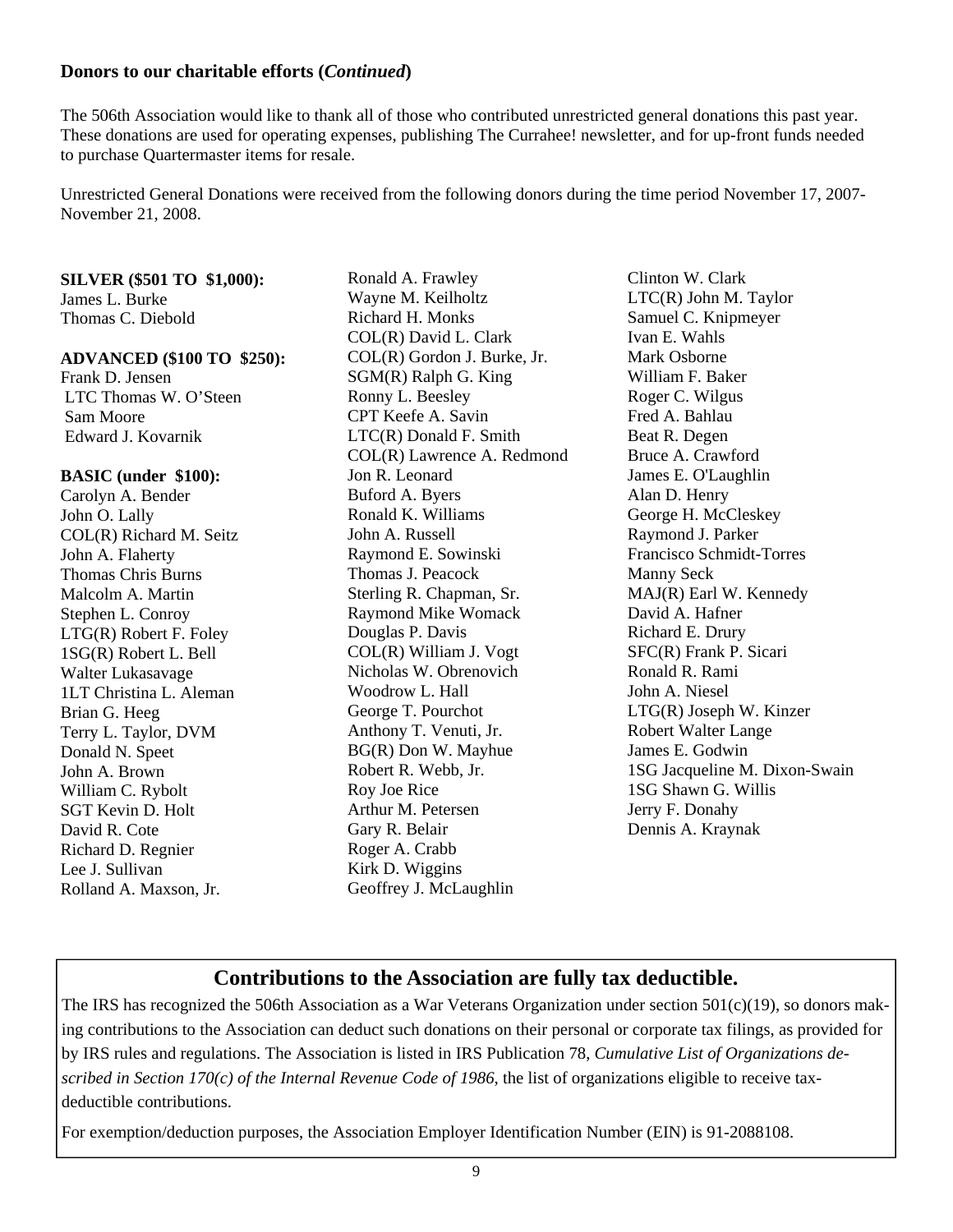**Donors to our charitable efforts (*Continued*)**

The 506th Association would like to thank all of those who contributed unrestricted general donations this past year. These donations are used for operating expenses, publishing The Currahee! newsletter, and for up-front funds needed to purchase Quartermaster items for resale.

Unrestricted General Donations were received from the following donors during the time period November 17, 2007-November 21, 2008.

**SILVER ($501 TO $1,000):**
James L. Burke
Thomas C. Diebold

**ADVANCED ($100 TO $250):**
Frank D. Jensen
LTC Thomas W. O'Steen
Sam Moore
Edward J. Kovarnik

**BASIC (under $100):**
Carolyn A. Bender
John O. Lally
COL(R) Richard M. Seitz
John A. Flaherty
Thomas Chris Burns
Malcolm A. Martin
Stephen L. Conroy
LTG(R) Robert F. Foley
1SG(R) Robert L. Bell
Walter Lukasavage
1LT Christina L. Aleman
Brian G. Heeg
Terry L. Taylor, DVM
Donald N. Speet
John A. Brown
William C. Rybolt
SGT Kevin D. Holt
David R. Cote
Richard D. Regnier
Lee J. Sullivan
Rolland A. Maxson, Jr.
Ronald A. Frawley
Wayne M. Keilholtz
Richard H. Monks
COL(R) David L. Clark
COL(R) Gordon J. Burke, Jr.
SGM(R) Ralph G. King
Ronny L. Beesley
CPT Keefe A. Savin
LTC(R) Donald F. Smith
COL(R) Lawrence A. Redmond
Jon R. Leonard
Buford A. Byers
Ronald K. Williams
John A. Russell
Raymond E. Sowinski
Thomas J. Peacock
Sterling R. Chapman, Sr.
Raymond Mike Womack
Douglas P. Davis
COL(R) William J. Vogt
Nicholas W. Obrenovich
Woodrow L. Hall
George T. Pourchot
Anthony T. Venuti, Jr.
BG(R) Don W. Mayhue
Robert R. Webb, Jr.
Roy Joe Rice
Arthur M. Petersen
Gary R. Belair
Roger A. Crabb
Kirk D. Wiggins
Geoffrey J. McLaughlin
Clinton W. Clark
LTC(R) John M. Taylor
Samuel C. Knipmeyer
Ivan E. Wahls
Mark Osborne
William F. Baker
Roger C. Wilgus
Fred A. Bahlau
Beat R. Degen
Bruce A. Crawford
James E. O'Laughlin
Alan D. Henry
George H. McCleskey
Raymond J. Parker
Francisco Schmidt-Torres
Manny Seck
MAJ(R) Earl W. Kennedy
David A. Hafner
Richard E. Drury
SFC(R) Frank P. Sicari
Ronald R. Rami
John A. Niesel
LTG(R) Joseph W. Kinzer
Robert Walter Lange
James E. Godwin
1SG Jacqueline M. Dixon-Swain
1SG Shawn G. Willis
Jerry F. Donahy
Dennis A. Kraynak

## Contributions to the Association are fully tax deductible.

The IRS has recognized the 506th Association as a War Veterans Organization under section 501(c)(19), so donors making contributions to the Association can deduct such donations on their personal or corporate tax filings, as provided for by IRS rules and regulations. The Association is listed in IRS Publication 78, *Cumulative List of Organizations described in Section 170(c) of the Internal Revenue Code of 1986*, the list of organizations eligible to receive tax-deductible contributions.

For exemption/deduction purposes, the Association Employer Identification Number (EIN) is 91-2088108.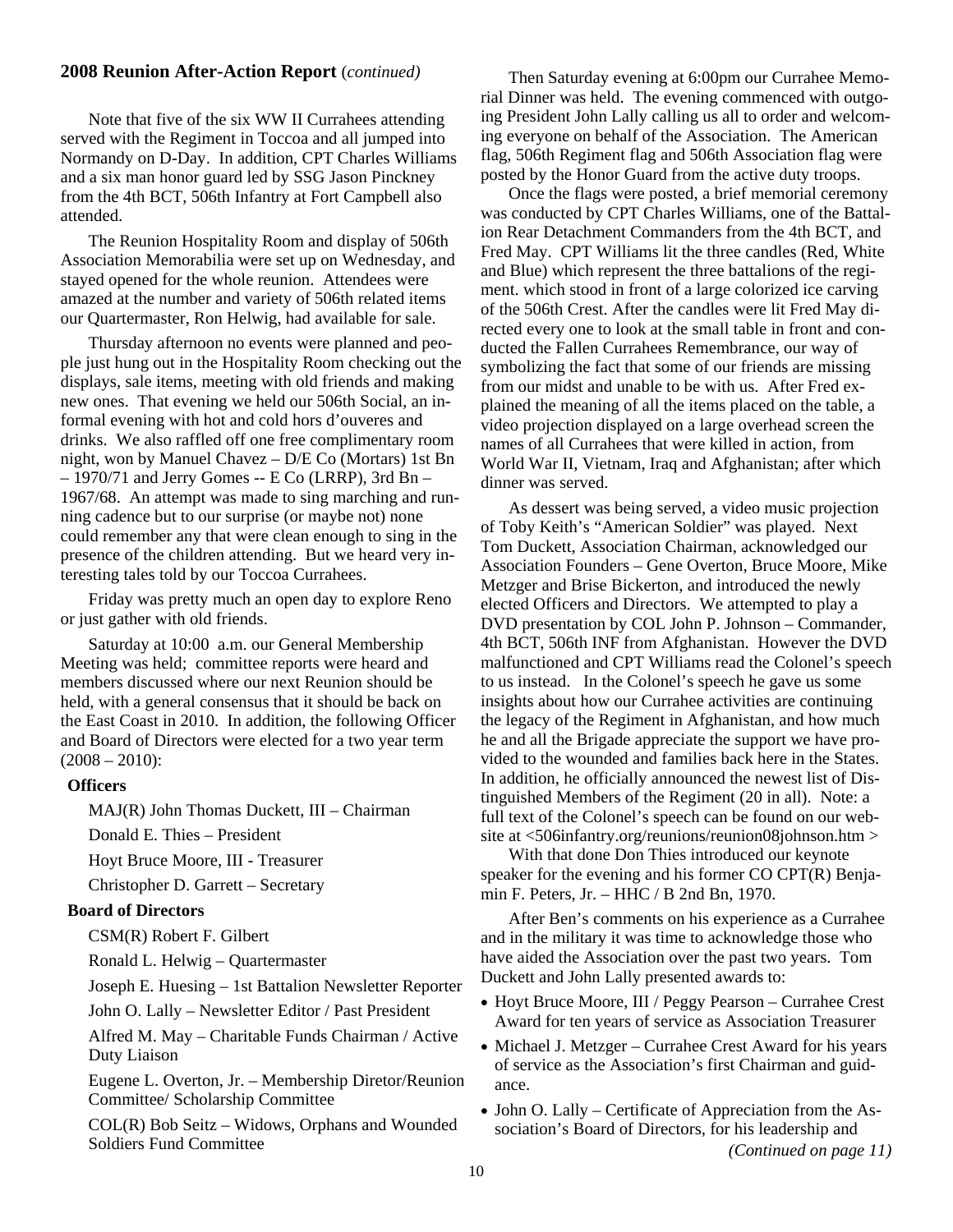### 2008 Reunion After-Action Report *(continued)*

Note that five of the six WW II Currahees attending served with the Regiment in Toccoa and all jumped into Normandy on D-Day. In addition, CPT Charles Williams and a six man honor guard led by SSG Jason Pinckney from the 4th BCT, 506th Infantry at Fort Campbell also attended.

The Reunion Hospitality Room and display of 506th Association Memorabilia were set up on Wednesday, and stayed opened for the whole reunion. Attendees were amazed at the number and variety of 506th related items our Quartermaster, Ron Helwig, had available for sale.

Thursday afternoon no events were planned and people just hung out in the Hospitality Room checking out the displays, sale items, meeting with old friends and making new ones. That evening we held our 506th Social, an informal evening with hot and cold hors d'ouveres and drinks. We also raffled off one free complimentary room night, won by Manuel Chavez – D/E Co (Mortars) 1st Bn – 1970/71 and Jerry Gomes -- E Co (LRRP), 3rd Bn – 1967/68. An attempt was made to sing marching and running cadence but to our surprise (or maybe not) none could remember any that were clean enough to sing in the presence of the children attending. But we heard very interesting tales told by our Toccoa Currahees.

Friday was pretty much an open day to explore Reno or just gather with old friends.

Saturday at 10:00 a.m. our General Membership Meeting was held; committee reports were heard and members discussed where our next Reunion should be held, with a general consensus that it should be back on the East Coast in 2010. In addition, the following Officer and Board of Directors were elected for a two year term (2008 – 2010):

**Officers**

MAJ(R) John Thomas Duckett, III – Chairman

Donald E. Thies – President

Hoyt Bruce Moore, III - Treasurer

Christopher D. Garrett – Secretary

**Board of Directors**

CSM(R) Robert F. Gilbert

Ronald L. Helwig – Quartermaster

Joseph E. Huesing – 1st Battalion Newsletter Reporter

John O. Lally – Newsletter Editor / Past President

Alfred M. May – Charitable Funds Chairman / Active Duty Liaison

Eugene L. Overton, Jr. – Membership Diretor/Reunion Committee/ Scholarship Committee

COL(R) Bob Seitz – Widows, Orphans and Wounded Soldiers Fund Committee

Then Saturday evening at 6:00pm our Currahee Memorial Dinner was held. The evening commenced with outgoing President John Lally calling us all to order and welcoming everyone on behalf of the Association. The American flag, 506th Regiment flag and 506th Association flag were posted by the Honor Guard from the active duty troops.

Once the flags were posted, a brief memorial ceremony was conducted by CPT Charles Williams, one of the Battalion Rear Detachment Commanders from the 4th BCT, and Fred May. CPT Williams lit the three candles (Red, White and Blue) which represent the three battalions of the regiment. which stood in front of a large colorized ice carving of the 506th Crest. After the candles were lit Fred May directed every one to look at the small table in front and conducted the Fallen Currahees Remembrance, our way of symbolizing the fact that some of our friends are missing from our midst and unable to be with us. After Fred explained the meaning of all the items placed on the table, a video projection displayed on a large overhead screen the names of all Currahees that were killed in action, from World War II, Vietnam, Iraq and Afghanistan; after which dinner was served.

As dessert was being served, a video music projection of Toby Keith's "American Soldier" was played. Next Tom Duckett, Association Chairman, acknowledged our Association Founders – Gene Overton, Bruce Moore, Mike Metzger and Brise Bickerton, and introduced the newly elected Officers and Directors. We attempted to play a DVD presentation by COL John P. Johnson – Commander, 4th BCT, 506th INF from Afghanistan. However the DVD malfunctioned and CPT Williams read the Colonel's speech to us instead. In the Colonel's speech he gave us some insights about how our Currahee activities are continuing the legacy of the Regiment in Afghanistan, and how much he and all the Brigade appreciate the support we have provided to the wounded and families back here in the States. In addition, he officially announced the newest list of Distinguished Members of the Regiment (20 in all). Note: a full text of the Colonel's speech can be found on our website at <506infantry.org/reunions/reunion08johnson.htm >

With that done Don Thies introduced our keynote speaker for the evening and his former CO CPT(R) Benjamin F. Peters, Jr. – HHC / B 2nd Bn, 1970.

After Ben's comments on his experience as a Currahee and in the military it was time to acknowledge those who have aided the Association over the past two years. Tom Duckett and John Lally presented awards to:

- Hoyt Bruce Moore, III / Peggy Pearson – Currahee Crest Award for ten years of service as Association Treasurer
- Michael J. Metzger – Currahee Crest Award for his years of service as the Association's first Chairman and guidance.
- John O. Lally – Certificate of Appreciation from the Association's Board of Directors, for his leadership and

*(Continued on page 11)*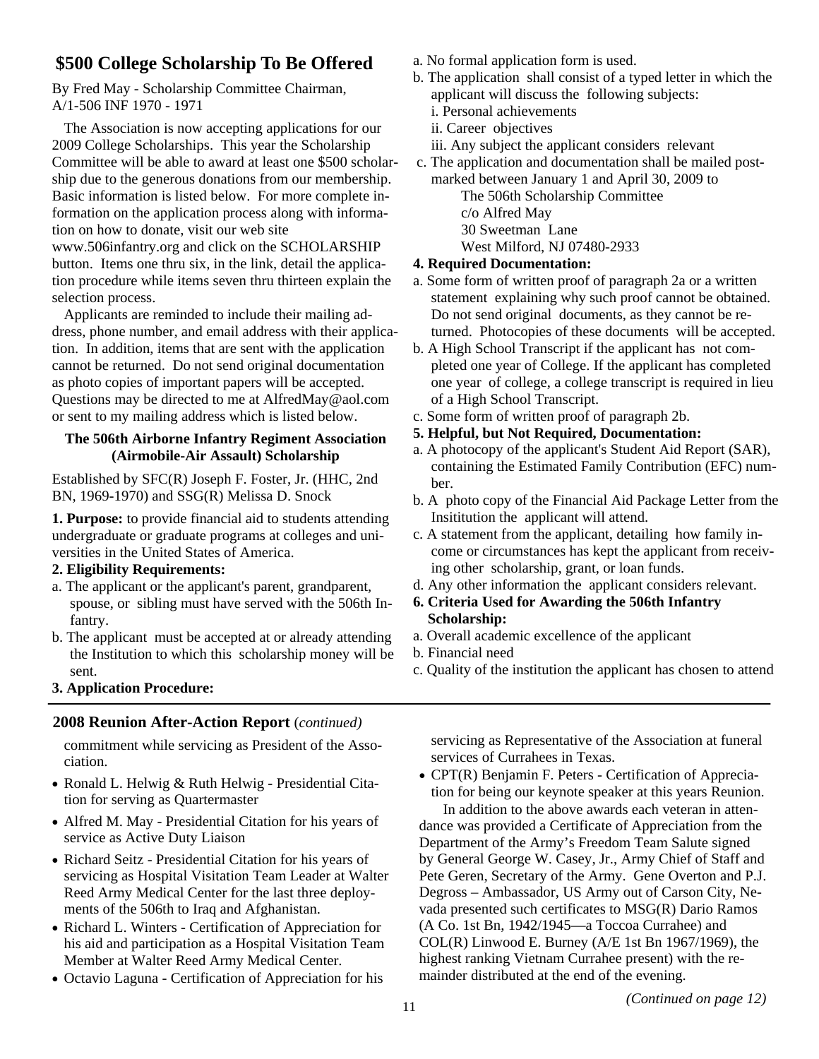## $500 College Scholarship To Be Offered

By Fred May - Scholarship Committee Chairman, A/1-506 INF 1970 - 1971

The Association is now accepting applications for our 2009 College Scholarships. This year the Scholarship Committee will be able to award at least one $500 scholarship due to the generous donations from our membership. Basic information is listed below. For more complete information on the application process along with information on how to donate, visit our web site www.506infantry.org and click on the SCHOLARSHIP button. Items one thru six, in the link, detail the application procedure while items seven thru thirteen explain the selection process.

Applicants are reminded to include their mailing address, phone number, and email address with their application. In addition, items that are sent with the application cannot be returned. Do not send original documentation as photo copies of important papers will be accepted. Questions may be directed to me at AlfredMay@aol.com or sent to my mailing address which is listed below.

### The 506th Airborne Infantry Regiment Association (Airmobile-Air Assault) Scholarship

Established by SFC(R) Joseph F. Foster, Jr. (HHC, 2nd BN, 1969-1970) and SSG(R) Melissa D. Snock

**1. Purpose:** to provide financial aid to students attending undergraduate or graduate programs at colleges and universities in the United States of America.

**2. Eligibility Requirements:**

a. The applicant or the applicant's parent, grandparent, spouse, or sibling must have served with the 506th Infantry.

b. The applicant must be accepted at or already attending the Institution to which this scholarship money will be sent.

**3. Application Procedure:**

a. No formal application form is used.

b. The application shall consist of a typed letter in which the applicant will discuss the following subjects:
   i. Personal achievements
   ii. Career objectives
   iii. Any subject the applicant considers relevant

c. The application and documentation shall be mailed postmarked between January 1 and April 30, 2009 to
   The 506th Scholarship Committee
   c/o Alfred May
   30 Sweetman Lane
   West Milford, NJ 07480-2933

**4. Required Documentation:**

a. Some form of written proof of paragraph 2a or a written statement explaining why such proof cannot be obtained. Do not send original documents, as they cannot be returned. Photocopies of these documents will be accepted.

b. A High School Transcript if the applicant has not completed one year of College. If the applicant has completed one year of college, a college transcript is required in lieu of a High School Transcript.

c. Some form of written proof of paragraph 2b.

**5. Helpful, but Not Required, Documentation:**

a. A photocopy of the applicant's Student Aid Report (SAR), containing the Estimated Family Contribution (EFC) number.

b. A photo copy of the Financial Aid Package Letter from the Insititution the applicant will attend.

c. A statement from the applicant, detailing how family income or circumstances has kept the applicant from receiving other scholarship, grant, or loan funds.

d. Any other information the applicant considers relevant.

**6. Criteria Used for Awarding the 506th Infantry Scholarship:**

a. Overall academic excellence of the applicant

b. Financial need

c. Quality of the institution the applicant has chosen to attend

---

## 2008 Reunion After-Action Report (*continued*)

commitment while servicing as President of the Association.

- Ronald L. Helwig & Ruth Helwig - Presidential Citation for serving as Quartermaster
- Alfred M. May - Presidential Citation for his years of service as Active Duty Liaison
- Richard Seitz - Presidential Citation for his years of servicing as Hospital Visitation Team Leader at Walter Reed Army Medical Center for the last three deployments of the 506th to Iraq and Afghanistan.
- Richard L. Winters - Certification of Appreciation for his aid and participation as a Hospital Visitation Team Member at Walter Reed Army Medical Center.
- Octavio Laguna - Certification of Appreciation for his servicing as Representative of the Association at funeral services of Currahees in Texas.
- CPT(R) Benjamin F. Peters - Certification of Appreciation for being our keynote speaker at this years Reunion.

In addition to the above awards each veteran in attendance was provided a Certificate of Appreciation from the Department of the Army's Freedom Team Salute signed by General George W. Casey, Jr., Army Chief of Staff and Pete Geren, Secretary of the Army. Gene Overton and P.J. Degross – Ambassador, US Army out of Carson City, Nevada presented such certificates to MSG(R) Dario Ramos (A Co. 1st Bn, 1942/1945—a Toccoa Currahee) and COL(R) Linwood E. Burney (A/E 1st Bn 1967/1969), the highest ranking Vietnam Currahee present) with the remainder distributed at the end of the evening.

*(Continued on page 12)*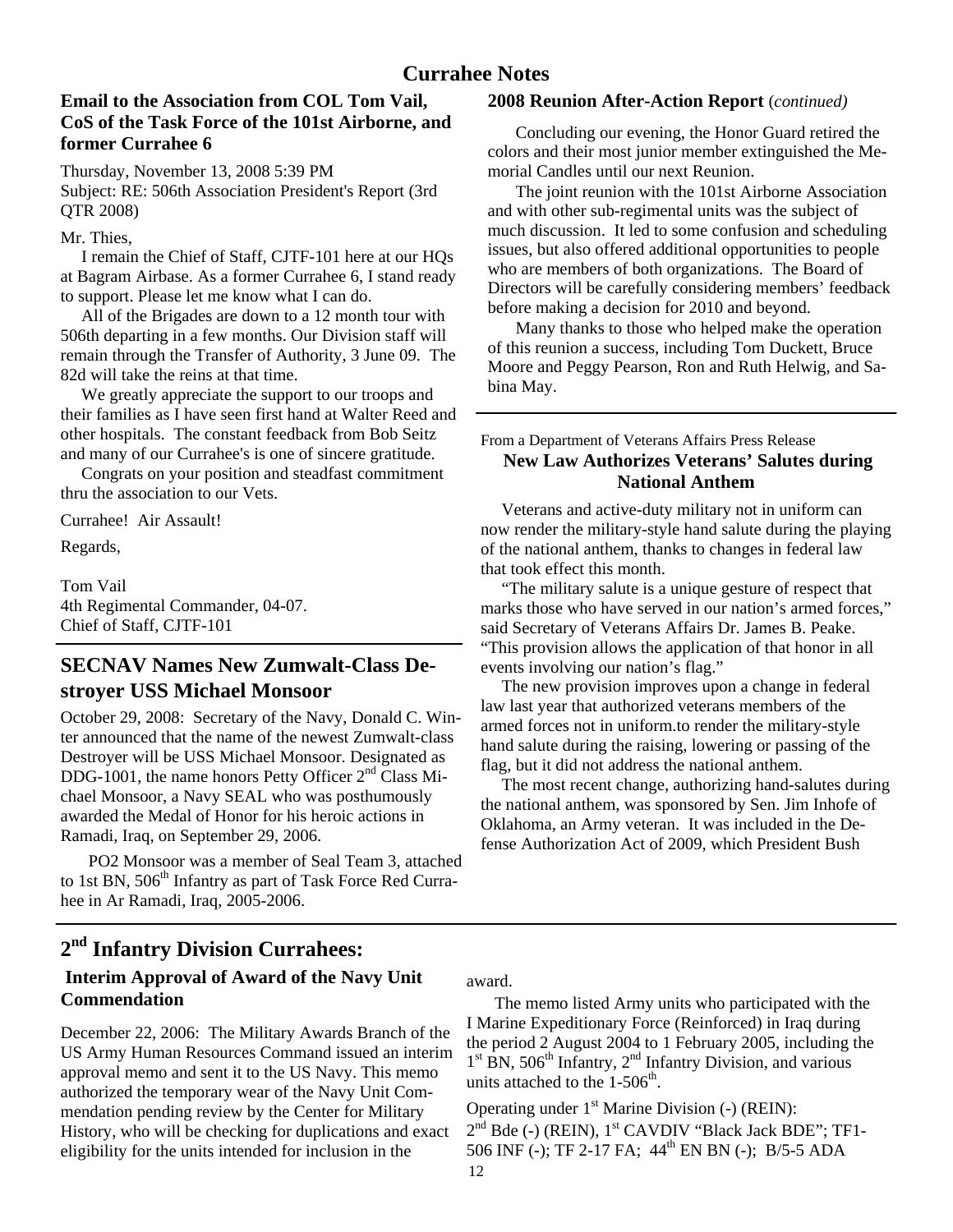# Currahee Notes

### Email to the Association from COL Tom Vail, CoS of the Task Force of the 101st Airborne, and former Currahee 6

Thursday, November 13, 2008 5:39 PM
Subject: RE: 506th Association President's Report (3rd QTR 2008)

Mr. Thies,

I remain the Chief of Staff, CJTF-101 here at our HQs at Bagram Airbase. As a former Currahee 6, I stand ready to support. Please let me know what I can do.

All of the Brigades are down to a 12 month tour with 506th departing in a few months. Our Division staff will remain through the Transfer of Authority, 3 June 09. The 82d will take the reins at that time.

We greatly appreciate the support to our troops and their families as I have seen first hand at Walter Reed and other hospitals. The constant feedback from Bob Seitz and many of our Currahee's is one of sincere gratitude.

Congrats on your position and steadfast commitment thru the association to our Vets.

Currahee! Air Assault!

Regards,

Tom Vail
4th Regimental Commander, 04-07.
Chief of Staff, CJTF-101

## SECNAV Names New Zumwalt-Class Destroyer USS Michael Monsoor

October 29, 2008: Secretary of the Navy, Donald C. Winter announced that the name of the newest Zumwalt-class Destroyer will be USS Michael Monsoor. Designated as DDG-1001, the name honors Petty Officer 2nd Class Michael Monsoor, a Navy SEAL who was posthumously awarded the Medal of Honor for his heroic actions in Ramadi, Iraq, on September 29, 2006.

PO2 Monsoor was a member of Seal Team 3, attached to 1st BN, 506th Infantry as part of Task Force Red Currahee in Ar Ramadi, Iraq, 2005-2006.

### 2008 Reunion After-Action Report *(continued)*

Concluding our evening, the Honor Guard retired the colors and their most junior member extinguished the Memorial Candles until our next Reunion.

The joint reunion with the 101st Airborne Association and with other sub-regimental units was the subject of much discussion. It led to some confusion and scheduling issues, but also offered additional opportunities to people who are members of both organizations. The Board of Directors will be carefully considering members' feedback before making a decision for 2010 and beyond.

Many thanks to those who helped make the operation of this reunion a success, including Tom Duckett, Bruce Moore and Peggy Pearson, Ron and Ruth Helwig, and Sabina May.

From a Department of Veterans Affairs Press Release

### New Law Authorizes Veterans' Salutes during National Anthem

Veterans and active-duty military not in uniform can now render the military-style hand salute during the playing of the national anthem, thanks to changes in federal law that took effect this month.

"The military salute is a unique gesture of respect that marks those who have served in our nation's armed forces," said Secretary of Veterans Affairs Dr. James B. Peake. "This provision allows the application of that honor in all events involving our nation's flag."

The new provision improves upon a change in federal law last year that authorized veterans members of the armed forces not in uniform.to render the military-style hand salute during the raising, lowering or passing of the flag, but it did not address the national anthem.

The most recent change, authorizing hand-salutes during the national anthem, was sponsored by Sen. Jim Inhofe of Oklahoma, an Army veteran. It was included in the Defense Authorization Act of 2009, which President Bush

## 2nd Infantry Division Currahees:

### Interim Approval of Award of the Navy Unit Commendation

December 22, 2006: The Military Awards Branch of the US Army Human Resources Command issued an interim approval memo and sent it to the US Navy. This memo authorized the temporary wear of the Navy Unit Commendation pending review by the Center for Military History, who will be checking for duplications and exact eligibility for the units intended for inclusion in the award.

The memo listed Army units who participated with the I Marine Expeditionary Force (Reinforced) in Iraq during the period 2 August 2004 to 1 February 2005, including the 1st BN, 506th Infantry, 2nd Infantry Division, and various units attached to the 1-506th.

Operating under 1st Marine Division (-) (REIN):
2nd Bde (-) (REIN), 1st CAVDIV "Black Jack BDE"; TF1-506 INF (-); TF 2-17 FA; 44th EN BN (-); B/5-5 ADA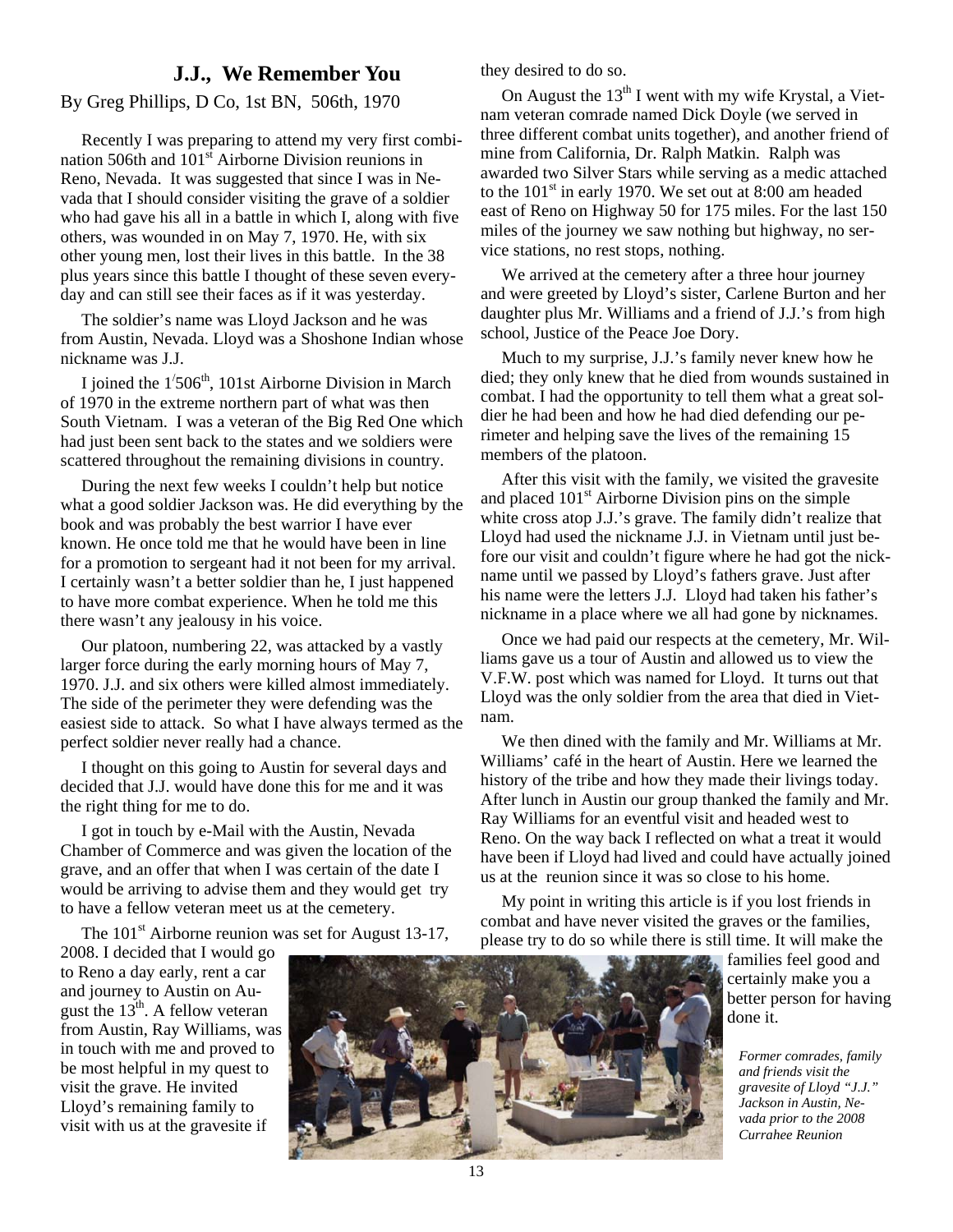## J.J., We Remember You

By Greg Phillips, D Co, 1st BN, 506th, 1970

Recently I was preparing to attend my very first combination 506th and 101st Airborne Division reunions in Reno, Nevada. It was suggested that since I was in Nevada that I should consider visiting the grave of a soldier who had gave his all in a battle in which I, along with five others, was wounded in on May 7, 1970. He, with six other young men, lost their lives in this battle. In the 38 plus years since this battle I thought of these seven everyday and can still see their faces as if it was yesterday.

The soldier's name was Lloyd Jackson and he was from Austin, Nevada. Lloyd was a Shoshone Indian whose nickname was J.J.

I joined the 1/506th, 101st Airborne Division in March of 1970 in the extreme northern part of what was then South Vietnam. I was a veteran of the Big Red One which had just been sent back to the states and we soldiers were scattered throughout the remaining divisions in country.

During the next few weeks I couldn't help but notice what a good soldier Jackson was. He did everything by the book and was probably the best warrior I have ever known. He once told me that he would have been in line for a promotion to sergeant had it not been for my arrival. I certainly wasn't a better soldier than he, I just happened to have more combat experience. When he told me this there wasn't any jealousy in his voice.

Our platoon, numbering 22, was attacked by a vastly larger force during the early morning hours of May 7, 1970. J.J. and six others were killed almost immediately. The side of the perimeter they were defending was the easiest side to attack. So what I have always termed as the perfect soldier never really had a chance.

I thought on this going to Austin for several days and decided that J.J. would have done this for me and it was the right thing for me to do.

I got in touch by e-Mail with the Austin, Nevada Chamber of Commerce and was given the location of the grave, and an offer that when I was certain of the date I would be arriving to advise them and they would get try to have a fellow veteran meet us at the cemetery.

The 101st Airborne reunion was set for August 13-17, 2008. I decided that I would go to Reno a day early, rent a car and journey to Austin on August the 13th. A fellow veteran from Austin, Ray Williams, was in touch with me and proved to be most helpful in my quest to visit the grave. He invited Lloyd's remaining family to visit with us at the gravesite if they desired to do so.

On August the 13th I went with my wife Krystal, a Vietnam veteran comrade named Dick Doyle (we served in three different combat units together), and another friend of mine from California, Dr. Ralph Matkin. Ralph was awarded two Silver Stars while serving as a medic attached to the 101st in early 1970. We set out at 8:00 am headed east of Reno on Highway 50 for 175 miles. For the last 150 miles of the journey we saw nothing but highway, no service stations, no rest stops, nothing.

We arrived at the cemetery after a three hour journey and were greeted by Lloyd's sister, Carlene Burton and her daughter plus Mr. Williams and a friend of J.J.'s from high school, Justice of the Peace Joe Dory.

Much to my surprise, J.J.'s family never knew how he died; they only knew that he died from wounds sustained in combat. I had the opportunity to tell them what a great soldier he had been and how he had died defending our perimeter and helping save the lives of the remaining 15 members of the platoon.

After this visit with the family, we visited the gravesite and placed 101st Airborne Division pins on the simple white cross atop J.J.'s grave. The family didn't realize that Lloyd had used the nickname J.J. in Vietnam until just before our visit and couldn't figure where he had got the nickname until we passed by Lloyd's fathers grave. Just after his name were the letters J.J. Lloyd had taken his father's nickname in a place where we all had gone by nicknames.

Once we had paid our respects at the cemetery, Mr. Williams gave us a tour of Austin and allowed us to view the V.F.W. post which was named for Lloyd. It turns out that Lloyd was the only soldier from the area that died in Vietnam.

We then dined with the family and Mr. Williams at Mr. Williams' café in the heart of Austin. Here we learned the history of the tribe and how they made their livings today. After lunch in Austin our group thanked the family and Mr. Ray Williams for an eventful visit and headed west to Reno. On the way back I reflected on what a treat it would have been if Lloyd had lived and could have actually joined us at the reunion since it was so close to his home.

My point in writing this article is if you lost friends in combat and have never visited the graves or the families, please try to do so while there is still time. It will make the families feel good and certainly make you a better person for having done it.

*Former comrades, family and friends visit the gravesite of Lloyd "J.J." Jackson in Austin, Nevada prior to the 2008 Currahee Reunion*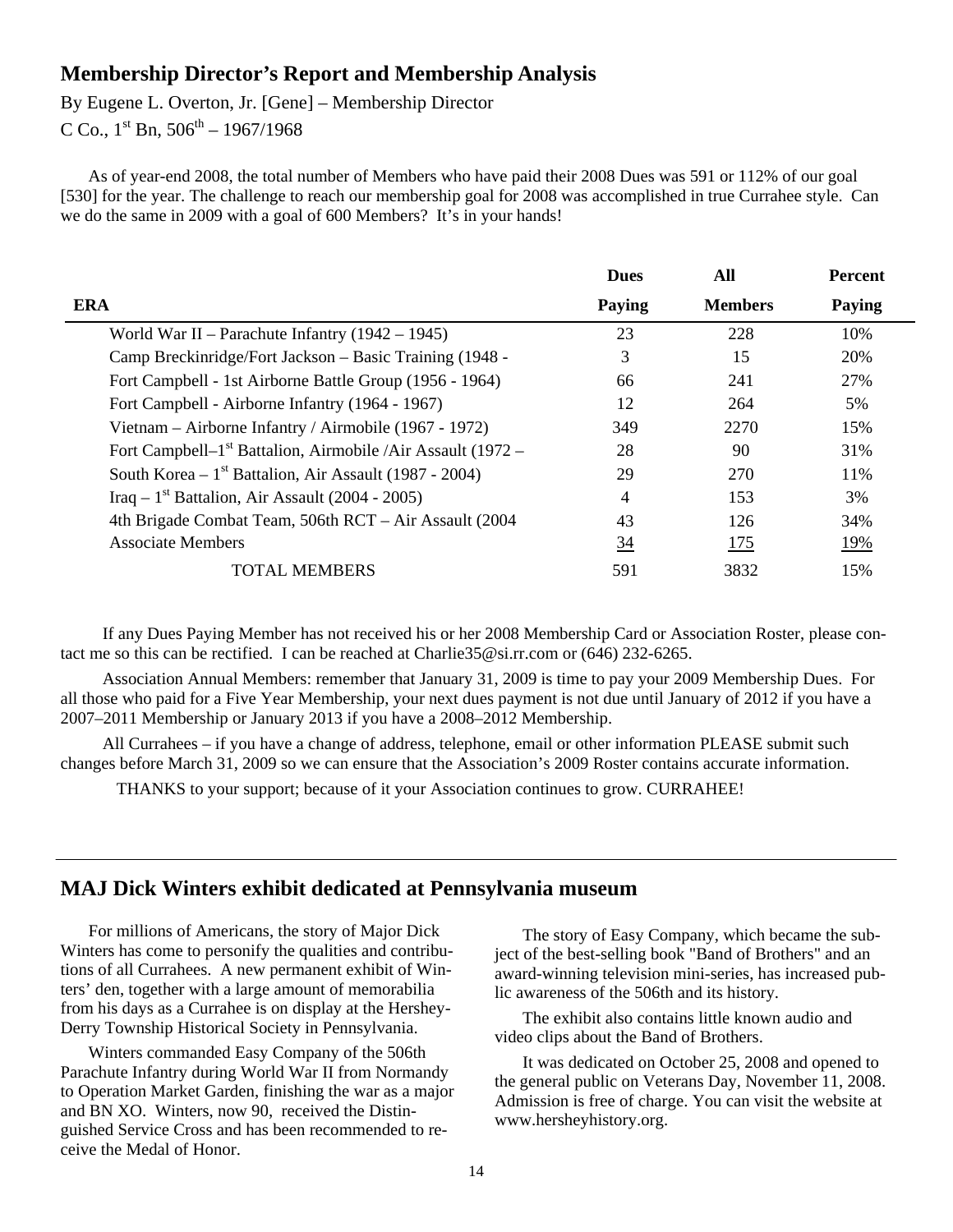## Membership Director's Report and Membership Analysis

By Eugene L. Overton, Jr. [Gene] – Membership Director
C Co., 1st Bn, 506th – 1967/1968

As of year-end 2008, the total number of Members who have paid their 2008 Dues was 591 or 112% of our goal [530] for the year. The challenge to reach our membership goal for 2008 was accomplished in true Currahee style. Can we do the same in 2009 with a goal of 600 Members? It's in your hands!

| ERA | Dues Paying | All Members | Percent Paying |
|---|---|---|---|
| World War II – Parachute Infantry (1942 – 1945) | 23 | 228 | 10% |
| Camp Breckinridge/Fort Jackson – Basic Training (1948 - | 3 | 15 | 20% |
| Fort Campbell - 1st Airborne Battle Group (1956 - 1964) | 66 | 241 | 27% |
| Fort Campbell - Airborne Infantry (1964 - 1967) | 12 | 264 | 5% |
| Vietnam – Airborne Infantry / Airmobile (1967 - 1972) | 349 | 2270 | 15% |
| Fort Campbell–1st Battalion, Airmobile /Air Assault (1972 – | 28 | 90 | 31% |
| South Korea – 1st Battalion, Air Assault (1987 - 2004) | 29 | 270 | 11% |
| Iraq – 1st Battalion, Air Assault (2004 - 2005) | 4 | 153 | 3% |
| 4th Brigade Combat Team, 506th RCT – Air Assault (2004 | 43 | 126 | 34% |
| Associate Members | 34 | 175 | 19% |
| TOTAL MEMBERS | 591 | 3832 | 15% |

If any Dues Paying Member has not received his or her 2008 Membership Card or Association Roster, please contact me so this can be rectified. I can be reached at Charlie35@si.rr.com or (646) 232-6265.

Association Annual Members: remember that January 31, 2009 is time to pay your 2009 Membership Dues. For all those who paid for a Five Year Membership, your next dues payment is not due until January of 2012 if you have a 2007–2011 Membership or January 2013 if you have a 2008–2012 Membership.

All Currahees – if you have a change of address, telephone, email or other information PLEASE submit such changes before March 31, 2009 so we can ensure that the Association's 2009 Roster contains accurate information.

THANKS to your support; because of it your Association continues to grow. CURRAHEE!

---

## MAJ Dick Winters exhibit dedicated at Pennsylvania museum

For millions of Americans, the story of Major Dick Winters has come to personify the qualities and contributions of all Currahees. A new permanent exhibit of Winters' den, together with a large amount of memorabilia from his days as a Currahee is on display at the Hershey-Derry Township Historical Society in Pennsylvania.

Winters commanded Easy Company of the 506th Parachute Infantry during World War II from Normandy to Operation Market Garden, finishing the war as a major and BN XO. Winters, now 90, received the Distinguished Service Cross and has been recommended to receive the Medal of Honor.

The story of Easy Company, which became the subject of the best-selling book "Band of Brothers" and an award-winning television mini-series, has increased public awareness of the 506th and its history.

The exhibit also contains little known audio and video clips about the Band of Brothers.

It was dedicated on October 25, 2008 and opened to the general public on Veterans Day, November 11, 2008. Admission is free of charge. You can visit the website at www.hersheyhistory.org.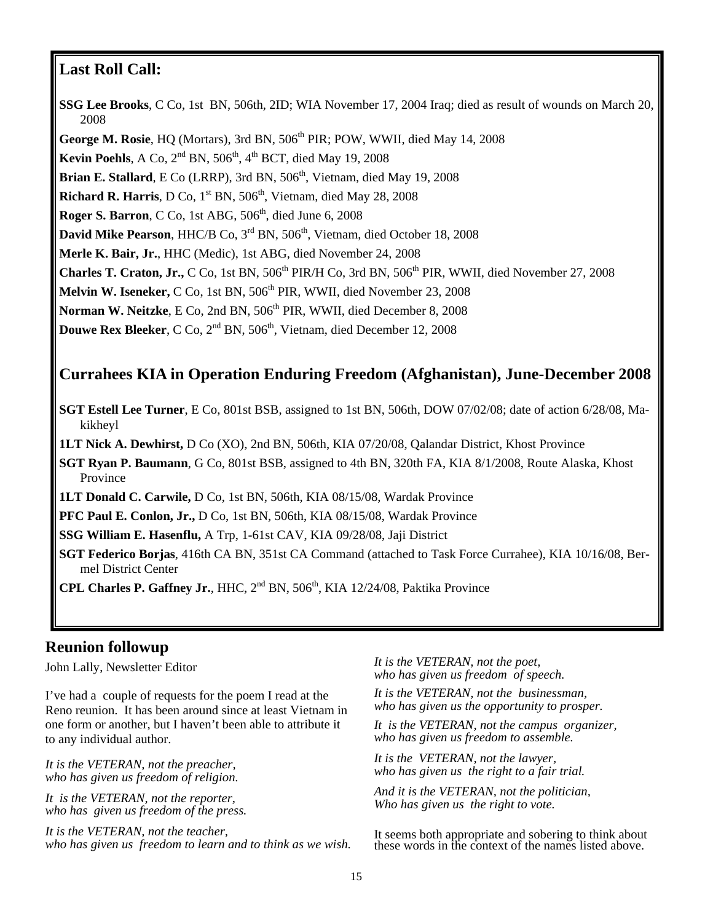## Last Roll Call:

**SSG Lee Brooks**, C Co, 1st BN, 506th, 2ID; WIA November 17, 2004 Iraq; died as result of wounds on March 20, 2008

**George M. Rosie**, HQ (Mortars), 3rd BN, 506th PIR; POW, WWII, died May 14, 2008

**Kevin Poehls**, A Co, 2nd BN, 506th, 4th BCT, died May 19, 2008

**Brian E. Stallard**, E Co (LRRP), 3rd BN, 506th, Vietnam, died May 19, 2008

**Richard R. Harris**, D Co, 1st BN, 506th, Vietnam, died May 28, 2008

**Roger S. Barron**, C Co, 1st ABG, 506th, died June 6, 2008

**David Mike Pearson**, HHC/B Co, 3rd BN, 506th, Vietnam, died October 18, 2008

**Merle K. Bair, Jr.**, HHC (Medic), 1st ABG, died November 24, 2008

**Charles T. Craton, Jr.,** C Co, 1st BN, 506th PIR/H Co, 3rd BN, 506th PIR, WWII, died November 27, 2008

**Melvin W. Iseneker,** C Co, 1st BN, 506th PIR, WWII, died November 23, 2008

**Norman W. Neitzke**, E Co, 2nd BN, 506th PIR, WWII, died December 8, 2008

**Douwe Rex Bleeker**, C Co, 2nd BN, 506th, Vietnam, died December 12, 2008

## Currahees KIA in Operation Enduring Freedom (Afghanistan), June-December 2008

**SGT Estell Lee Turner**, E Co, 801st BSB, assigned to 1st BN, 506th, DOW 07/02/08; date of action 6/28/08, Makikheyl

**1LT Nick A. Dewhirst,** D Co (XO), 2nd BN, 506th, KIA 07/20/08, Qalandar District, Khost Province

**SGT Ryan P. Baumann**, G Co, 801st BSB, assigned to 4th BN, 320th FA, KIA 8/1/2008, Route Alaska, Khost Province

**1LT Donald C. Carwile,** D Co, 1st BN, 506th, KIA 08/15/08, Wardak Province

**PFC Paul E. Conlon, Jr.,** D Co, 1st BN, 506th, KIA 08/15/08, Wardak Province

**SSG William E. Hasenflu,** A Trp, 1-61st CAV, KIA 09/28/08, Jaji District

**SGT Federico Borjas**, 416th CA BN, 351st CA Command (attached to Task Force Currahee), KIA 10/16/08, Bermel District Center

**CPL Charles P. Gaffney Jr.**, HHC, 2nd BN, 506th, KIA 12/24/08, Paktika Province

## Reunion followup

John Lally, Newsletter Editor

I've had a couple of requests for the poem I read at the Reno reunion. It has been around since at least Vietnam in one form or another, but I haven't been able to attribute it to any individual author.

*It is the VETERAN, not the preacher,*
*who has given us freedom of religion.*

*It is the VETERAN, not the reporter,*
*who has given us freedom of the press.*

*It is the VETERAN, not the teacher,*
*who has given us freedom to learn and to think as we wish.*

*It is the VETERAN, not the poet,*
*who has given us freedom of speech.*

*It is the VETERAN, not the businessman,*
*who has given us the opportunity to prosper.*

*It is the VETERAN, not the campus organizer,*
*who has given us freedom to assemble.*

*It is the VETERAN, not the lawyer,*
*who has given us the right to a fair trial.*

*And it is the VETERAN, not the politician,*
*Who has given us the right to vote.*

It seems both appropriate and sobering to think about these words in the context of the names listed above.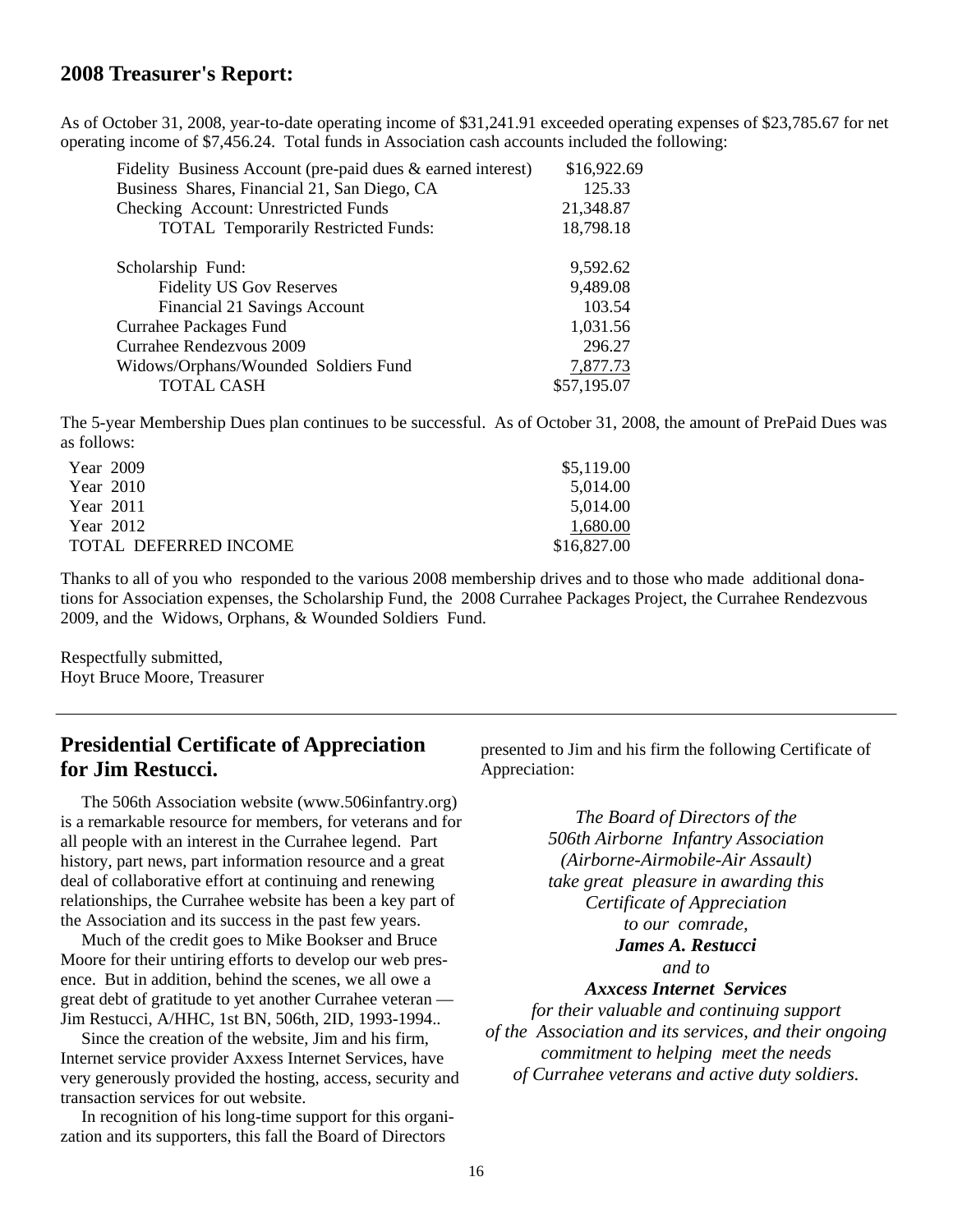## 2008 Treasurer's Report:

As of October 31, 2008, year-to-date operating income of $31,241.91 exceeded operating expenses of $23,785.67 for net operating income of $7,456.24. Total funds in Association cash accounts included the following:

| | |
|---|---|
| Fidelity Business Account (pre-paid dues & earned interest) | $16,922.69 |
| Business Shares, Financial 21, San Diego, CA | 125.33 |
| Checking Account: Unrestricted Funds | 21,348.87 |
| TOTAL Temporarily Restricted Funds: | 18,798.18 |
| | |
| Scholarship Fund: | 9,592.62 |
| Fidelity US Gov Reserves | 9,489.08 |
| Financial 21 Savings Account | 103.54 |
| Currahee Packages Fund | 1,031.56 |
| Currahee Rendezvous 2009 | 296.27 |
| Widows/Orphans/Wounded Soldiers Fund | 7,877.73 |
| TOTAL CASH | $57,195.07 |

The 5-year Membership Dues plan continues to be successful. As of October 31, 2008, the amount of PrePaid Dues was as follows:

| | |
|---|---|
| Year 2009 | $5,119.00 |
| Year 2010 | 5,014.00 |
| Year 2011 | 5,014.00 |
| Year 2012 | 1,680.00 |
| TOTAL DEFERRED INCOME | $16,827.00 |

Thanks to all of you who responded to the various 2008 membership drives and to those who made additional donations for Association expenses, the Scholarship Fund, the 2008 Currahee Packages Project, the Currahee Rendezvous 2009, and the Widows, Orphans, & Wounded Soldiers Fund.

Respectfully submitted,
Hoyt Bruce Moore, Treasurer

---

## Presidential Certificate of Appreciation for Jim Restucci.

The 506th Association website (www.506infantry.org) is a remarkable resource for members, for veterans and for all people with an interest in the Currahee legend. Part history, part news, part information resource and a great deal of collaborative effort at continuing and renewing relationships, the Currahee website has been a key part of the Association and its success in the past few years.

Much of the credit goes to Mike Bookser and Bruce Moore for their untiring efforts to develop our web presence. But in addition, behind the scenes, we all owe a great debt of gratitude to yet another Currahee veteran — Jim Restucci, A/HHC, 1st BN, 506th, 2ID, 1993-1994..

Since the creation of the website, Jim and his firm, Internet service provider Axxess Internet Services, have very generously provided the hosting, access, security and transaction services for out website.

In recognition of his long-time support for this organization and its supporters, this fall the Board of Directors presented to Jim and his firm the following Certificate of Appreciation:

*The Board of Directors of the*
*506th Airborne Infantry Association*
*(Airborne-Airmobile-Air Assault)*
*take great pleasure in awarding this*
*Certificate of Appreciation*
*to our comrade,*
***James A. Restucci***
*and to*
***Axxcess Internet Services***
*for their valuable and continuing support*
*of the Association and its services, and their ongoing*
*commitment to helping meet the needs*
*of Currahee veterans and active duty soldiers.*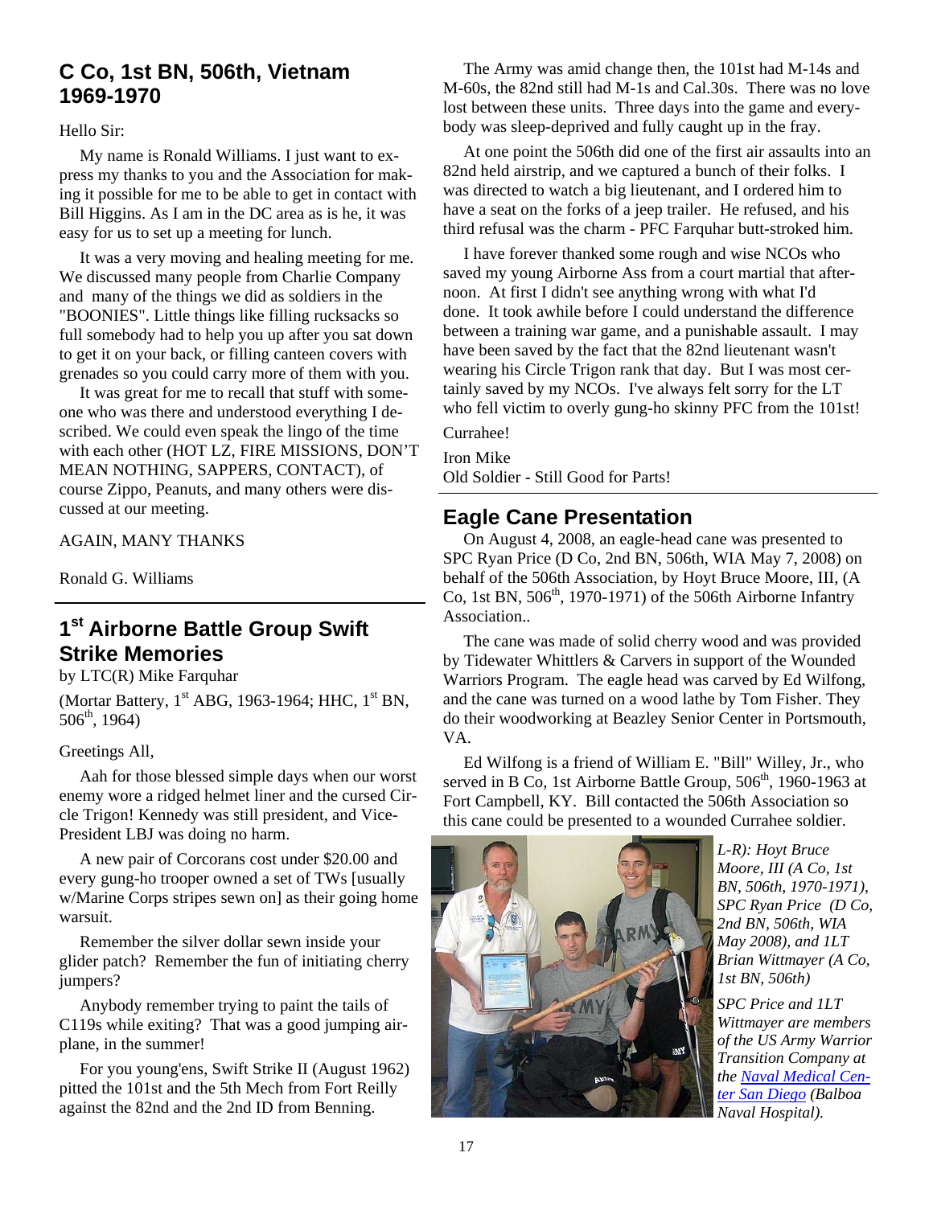## C Co, 1st BN, 506th, Vietnam 1969-1970

Hello Sir:

My name is Ronald Williams. I just want to express my thanks to you and the Association for making it possible for me to be able to get in contact with Bill Higgins. As I am in the DC area as is he, it was easy for us to set up a meeting for lunch.

It was a very moving and healing meeting for me. We discussed many people from Charlie Company and many of the things we did as soldiers in the "BOONIES". Little things like filling rucksacks so full somebody had to help you up after you sat down to get it on your back, or filling canteen covers with grenades so you could carry more of them with you.

It was great for me to recall that stuff with someone who was there and understood everything I described. We could even speak the lingo of the time with each other (HOT LZ, FIRE MISSIONS, DON'T MEAN NOTHING, SAPPERS, CONTACT), of course Zippo, Peanuts, and many others were discussed at our meeting.

AGAIN, MANY THANKS

Ronald G. Williams

## 1st Airborne Battle Group Swift Strike Memories

by LTC(R) Mike Farquhar

(Mortar Battery, 1st ABG, 1963-1964; HHC, 1st BN, 506th, 1964)

Greetings All,

Aah for those blessed simple days when our worst enemy wore a ridged helmet liner and the cursed Circle Trigon! Kennedy was still president, and Vice-President LBJ was doing no harm.

A new pair of Corcorans cost under $20.00 and every gung-ho trooper owned a set of TWs [usually w/Marine Corps stripes sewn on] as their going home warsuit.

Remember the silver dollar sewn inside your glider patch? Remember the fun of initiating cherry jumpers?

Anybody remember trying to paint the tails of C119s while exiting? That was a good jumping airplane, in the summer!

For you young'ens, Swift Strike II (August 1962) pitted the 101st and the 5th Mech from Fort Reilly against the 82nd and the 2nd ID from Benning.

The Army was amid change then, the 101st had M-14s and M-60s, the 82nd still had M-1s and Cal.30s. There was no love lost between these units. Three days into the game and everybody was sleep-deprived and fully caught up in the fray.

At one point the 506th did one of the first air assaults into an 82nd held airstrip, and we captured a bunch of their folks. I was directed to watch a big lieutenant, and I ordered him to have a seat on the forks of a jeep trailer. He refused, and his third refusal was the charm - PFC Farquhar butt-stroked him.

I have forever thanked some rough and wise NCOs who saved my young Airborne Ass from a court martial that afternoon. At first I didn't see anything wrong with what I'd done. It took awhile before I could understand the difference between a training war game, and a punishable assault. I may have been saved by the fact that the 82nd lieutenant wasn't wearing his Circle Trigon rank that day. But I was most certainly saved by my NCOs. I've always felt sorry for the LT who fell victim to overly gung-ho skinny PFC from the 101st!

Currahee!

Iron Mike
Old Soldier - Still Good for Parts!

## Eagle Cane Presentation

On August 4, 2008, an eagle-head cane was presented to SPC Ryan Price (D Co, 2nd BN, 506th, WIA May 7, 2008) on behalf of the 506th Association, by Hoyt Bruce Moore, III, (A Co, 1st BN, 506th, 1970-1971) of the 506th Airborne Infantry Association..

The cane was made of solid cherry wood and was provided by Tidewater Whittlers & Carvers in support of the Wounded Warriors Program. The eagle head was carved by Ed Wilfong, and the cane was turned on a wood lathe by Tom Fisher. They do their woodworking at Beazley Senior Center in Portsmouth, VA.

Ed Wilfong is a friend of William E. "Bill" Willey, Jr., who served in B Co, 1st Airborne Battle Group, 506th, 1960-1963 at Fort Campbell, KY. Bill contacted the 506th Association so this cane could be presented to a wounded Currahee soldier.

*L-R): Hoyt Bruce Moore, III (A Co, 1st BN, 506th, 1970-1971), SPC Ryan Price (D Co, 2nd BN, 506th, WIA May 2008), and 1LT Brian Wittmayer (A Co, 1st BN, 506th)*

*SPC Price and 1LT Wittmayer are members of the US Army Warrior Transition Company at the Naval Medical Center San Diego (Balboa Naval Hospital).*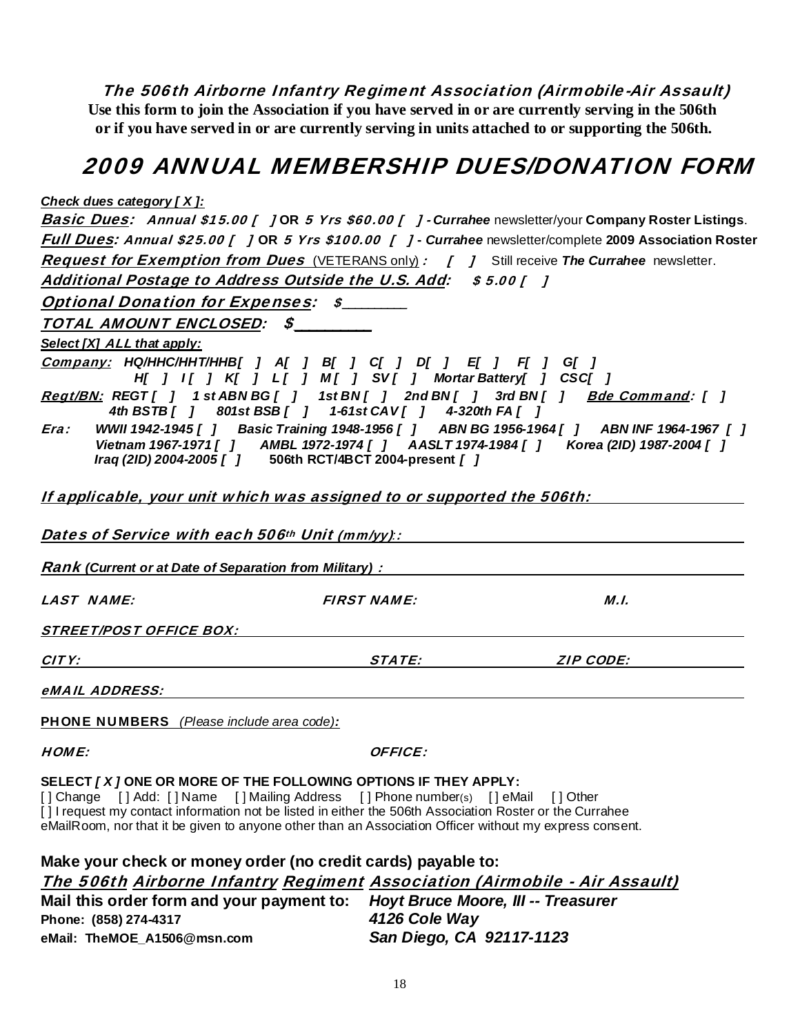***The 506th Airborne Infantry Regiment Association (Airmobile-Air Assault)***

**Use this form to join the Association if you have served in or are currently serving in the 506th or if you have served in or are currently serving in units attached to or supporting the 506th.**

# *2009 ANNUAL MEMBERSHIP DUES/DONATION FORM*

***Check dues category [ X ]:***

***Basic Dues**: Annual $15.00 [ ]* **OR** *5 Yrs $60.00 [ ]* - ***Currahee*** newsletter/your **Company Roster Listings**.

***Full Dues**: Annual $25.00 [ ]* **OR** *5 Yrs $100.00 [ ]* - ***Currahee*** newsletter/complete **2009 Association Roster**

***Request for Exemption from Dues*** (VETERANS only) *: [ ]* Still receive ***The Currahee*** newsletter.

***Additional Postage to Address Outside the U.S. Add**: $ 5.00 [ ]*

***Optional Donation for Expenses**: $________*

***TOTAL AMOUNT ENCLOSED: $________***

***Select [X] ALL that apply:***

***Company:*** *HQ/HHC/HHT/HHB[ ] A[ ] B[ ] C[ ] D[ ] E[ ] F[ ] G[ ] H[ ] I[ ] K[ ] L[ ] M[ ] SV[ ] Mortar Battery[ ] CSC[ ]*

***Regt/BN:*** *REGT [ ] 1 st ABN BG [ ] 1st BN [ ] 2nd BN [ ] 3rd BN [ ]* ***Bde Command**: [ ]* *4th BSTB [ ] 801st BSB [ ] 1-61st CAV [ ] 4-320th FA [ ]*

***Era:*** *WWII 1942-1945 [ ] Basic Training 1948-1956 [ ] ABN BG 1956-1964 [ ] ABN INF 1964-1967 [ ] Vietnam 1967-1971 [ ] AMBL 1972-1974 [ ] AASLT 1974-1984 [ ] Korea (2ID) 1987-2004 [ ] Iraq (2ID) 2004-2005 [ ]* **506th RCT/4BCT 2004-present** *[ ]*

***If applicable, your unit which was assigned to or supported the 506th:*** ______________

***Dates of Service with each 506th Unit** (mm/yy)::* ______________

***Rank** (Current or at Date of Separation from Military) :* ______________

*LAST NAME:* ______________ *FIRST NAME:* ______________ *M.I.* ______

*STREET/POST OFFICE BOX:* ______________

*CITY:* ______________ *STATE:* ______ *ZIP CODE:* ______

*eMAIL ADDRESS:* ______________

**PHONE NUMBERS** *(Please include area code):*

*HOME:* ______________ *OFFICE:* ______________

**SELECT *[ X ]* ONE OR MORE OF THE FOLLOWING OPTIONS IF THEY APPLY:**

[ ] Change [ ] Add: [ ] Name [ ] Mailing Address [ ] Phone number(s) [ ] eMail [ ] Other

[ ] I request my contact information not be listed in either the 506th Association Roster or the Currahee eMailRoom, nor that it be given to anyone other than an Association Officer without my express consent.

**Make your check or money order (no credit cards) payable to:**

***The 506th Airborne Infantry Regiment Association (Airmobile - Air Assault)***

**Mail this order form and your payment to:** ***Hoyt Bruce Moore, III -- Treasurer***

***4126 Cole Way***

***San Diego, CA 92117-1123***

**Phone: (858) 274-4317**

**eMail: TheMOE_A1506@msn.com**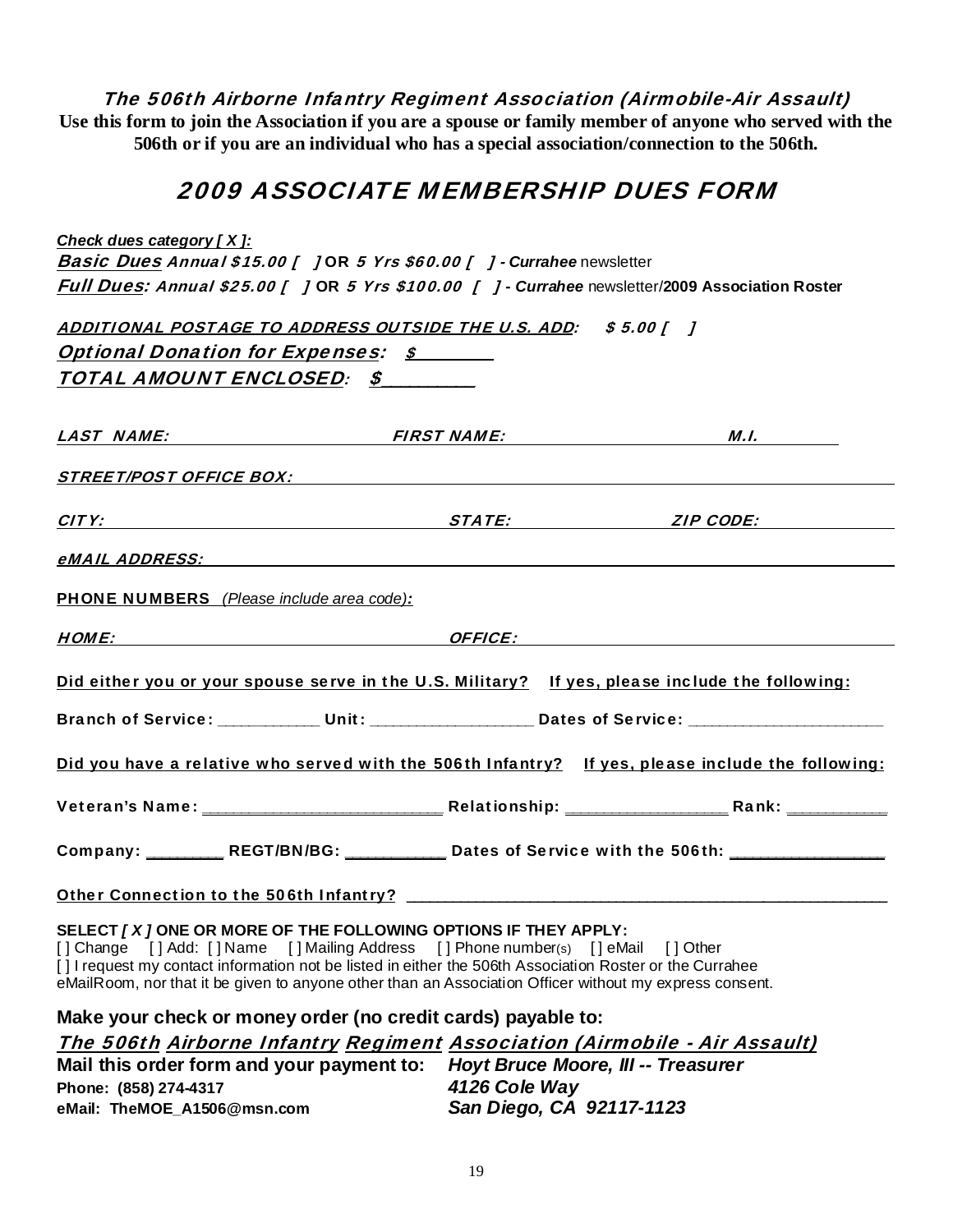***The 506th Airborne Infantry Regiment Association (Airmobile-Air Assault)***

**Use this form to join the Association if you are a spouse or family member of anyone who served with the 506th or if you are an individual who has a special association/connection to the 506th.**

## *2009 ASSOCIATE MEMBERSHIP DUES FORM*

***Check dues category [ X ]:***

***Basic Dues** Annual $15.00 [ ]* **OR** *5 Yrs $60.00 [ ] - **Currahee*** newsletter

***Full Dues**: Annual $25.00 [ ]* **OR** *5 Yrs $100.00 [ ] - **Currahee*** newsletter/**2009 Association Roster**

*ADDITIONAL POSTAGE TO ADDRESS OUTSIDE THE U.S. ADD: $ 5.00 [ ]*

***Optional Donation for Expenses: $_______***

***TOTAL AMOUNT ENCLOSED: $_________***

*LAST NAME:* ____________________ *FIRST NAME:* ____________________ *M.I.* ________

*STREET/POST OFFICE BOX:* ________________________________________________

*CITY:* ____________________ *STATE:* ____________ *ZIP CODE:* ____________

*eMAIL ADDRESS:* ________________________________________________

**PHONE NUMBERS** *(Please include area code):*

*HOME:* ____________________ *OFFICE:* ____________________

**Did either you or your spouse serve in the U.S. Military? If yes, please include the following:**

**Branch of Service:** ___________ **Unit:** _________________ **Dates of Service:** _____________________

**Did you have a relative who served with the 506th Infantry? If yes, please include the following:**

**Veteran's Name:** ___________________________ **Relationship:** _________________ **Rank:** ___________

**Company:** ________ **REGT/BN/BG:** ___________ **Dates of Service with the 506th:** ________________

**Other Connection to the 506th Infantry?** ______________________________________________________

**SELECT *[ X ]* ONE OR MORE OF THE FOLLOWING OPTIONS IF THEY APPLY:**

[ ] Change [ ] Add: [ ] Name [ ] Mailing Address [ ] Phone number(s) [ ] eMail [ ] Other

[ ] I request my contact information not be listed in either the 506th Association Roster or the Currahee eMailRoom, nor that it be given to anyone other than an Association Officer without my express consent.

**Make your check or money order (no credit cards) payable to:**

***The 506th Airborne Infantry Regiment Association (Airmobile - Air Assault)***

**Mail this order form and your payment to:** ***Hoyt Bruce Moore, III -- Treasurer***

**Phone: (858) 274-4317** ***4126 Cole Way***

**eMail: TheMOE_A1506@msn.com** ***San Diego, CA 92117-1123***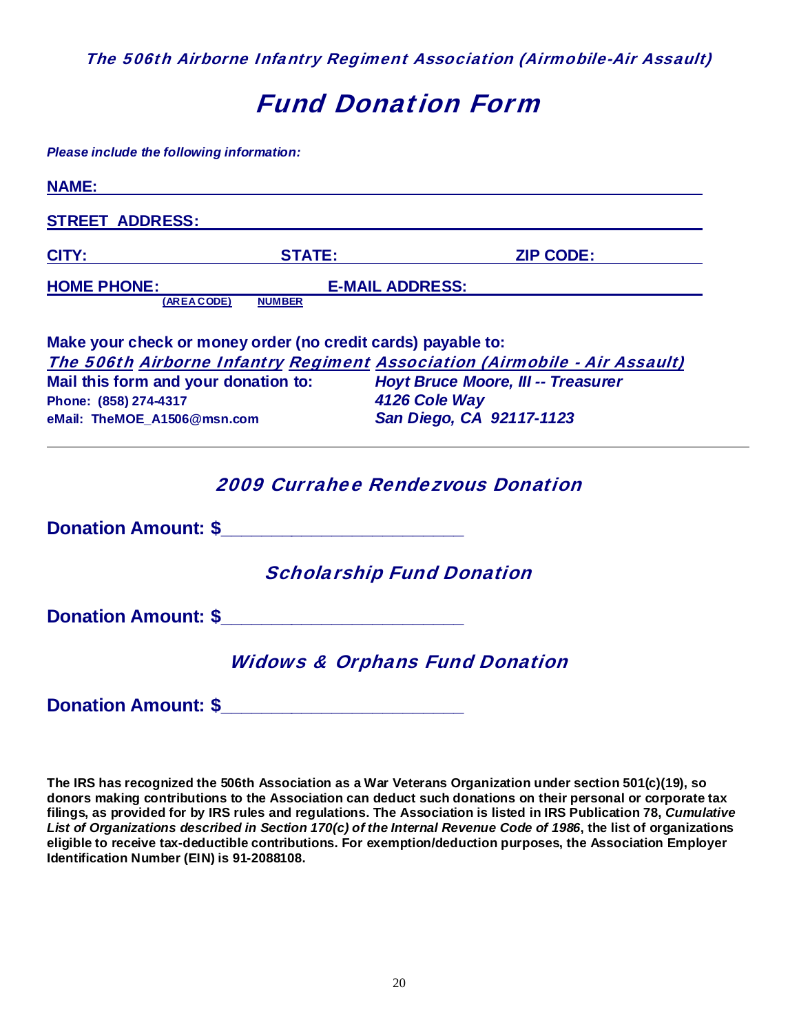*The 506th Airborne Infantry Regiment Association (Airmobile-Air Assault)*

# *Fund Donation Form*

***Please include the following information:***

**NAME:** ____________________________________________

**STREET ADDRESS:** ____________________________________________

**CITY:** ______________ **STATE:** ______________ **ZIP CODE:** ______________

**HOME PHONE:** ______________ **E-MAIL ADDRESS:** ______________
(AREA CODE) NUMBER

**Make your check or money order (no credit cards) payable to:**
***The 506th Airborne Infantry Regiment Association (Airmobile - Air Assault)***

**Mail this form and your donation to:**

***Hoyt Bruce Moore, III -- Treasurer***
***4126 Cole Way***
***San Diego, CA 92117-1123***

**Phone: (858) 274-4317**
**eMail: TheMOE_A1506@msn.com**

---

## *2009 Currahee Rendezvous Donation*

**Donation Amount: $**______________________

## *Scholarship Fund Donation*

**Donation Amount: $**______________________

## *Widows & Orphans Fund Donation*

**Donation Amount: $**______________________

**The IRS has recognized the 506th Association as a War Veterans Organization under section 501(c)(19), so donors making contributions to the Association can deduct such donations on their personal or corporate tax filings, as provided for by IRS rules and regulations. The Association is listed in IRS Publication 78, *Cumulative List of Organizations described in Section 170(c) of the Internal Revenue Code of 1986*, the list of organizations eligible to receive tax-deductible contributions. For exemption/deduction purposes, the Association Employer Identification Number (EIN) is 91-2088108.**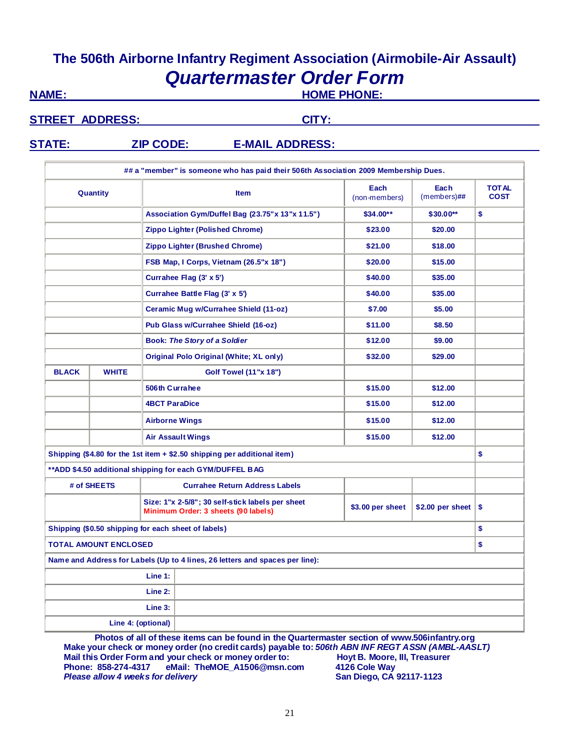# The 506th Airborne Infantry Regiment Association (Airmobile-Air Assault)

## *Quartermaster Order Form*

**NAME:** \_\_\_\_\_\_\_\_\_\_\_\_\_\_\_\_\_\_\_\_ **HOME PHONE:** \_\_\_\_\_\_\_\_\_\_\_\_\_\_\_\_\_\_\_\_

**STREET ADDRESS:** \_\_\_\_\_\_\_\_\_\_\_\_\_\_\_\_\_\_\_\_ **CITY:** \_\_\_\_\_\_\_\_\_\_\_\_\_\_\_\_\_\_\_\_

**STATE:** \_\_\_\_\_ **ZIP CODE:** \_\_\_\_\_ **E-MAIL ADDRESS:** \_\_\_\_\_\_\_\_\_\_\_\_\_\_\_\_\_\_\_\_

**## a "member" is someone who has paid their 506th Association 2009 Membership Dues.**

| Quantity | | Item | Each (non-members) | Each (members)## | TOTAL COST |
|---|---|---|---|---|---|
| | | Association Gym/Duffel Bag (23.75"x 13"x 11.5") | $34.00** | $30.00** | $ |
| | | Zippo Lighter (Polished Chrome) | $23.00 | $20.00 | |
| | | Zippo Lighter (Brushed Chrome) | $21.00 | $18.00 | |
| | | FSB Map, I Corps, Vietnam (26.5"x 18") | $20.00 | $15.00 | |
| | | Currahee Flag (3' x 5') | $40.00 | $35.00 | |
| | | Currahee Battle Flag (3' x 5') | $40.00 | $35.00 | |
| | | Ceramic Mug w/Currahee Shield (11-oz) | $7.00 | $5.00 | |
| | | Pub Glass w/Currahee Shield (16-oz) | $11.00 | $8.50 | |
| | | Book: *The Story of a Soldier* | $12.00 | $9.00 | |
| | | Original Polo Original (White; XL only) | $32.00 | $29.00 | |
| BLACK | WHITE | Golf Towel (11"x 18") | | | |
| | | 506th Currahee | $15.00 | $12.00 | |
| | | 4BCT ParaDice | $15.00 | $12.00 | |
| | | Airborne Wings | $15.00 | $12.00 | |
| | | Air Assault Wings | $15.00 | $12.00 | |
| Shipping ($4.80 for the 1st item + $2.50 shipping per additional item) | | | | | $ |
| **ADD $4.50 additional shipping for each GYM/DUFFEL BAG | | | | | |
| # of SHEETS | | Currahee Return Address Labels | | | |
| | | Size: 1"x 2-5/8"; 30 self-stick labels per sheet Minimum Order: 3 sheets (90 labels) | $3.00 per sheet | $2.00 per sheet | $ |
| Shipping ($0.50 shipping for each sheet of labels) | | | | | $ |
| TOTAL AMOUNT ENCLOSED | | | | | $ |

**Name and Address for Labels (Up to 4 lines, 26 letters and spaces per line):**

| | |
|---|---|
| Line 1: | |
| Line 2: | |
| Line 3: | |
| Line 4: (optional) | |

**Photos of all of these items can be found in the Quartermaster section of www.506infantry.org**

**Make your check or money order (no credit cards) payable to:** ***506th ABN INF REGT ASSN (AMBL-AASLT)***

**Mail this Order Form and your check or money order to:**

**Hoyt B. Moore, III, Treasurer**
**4126 Cole Way**
**San Diego, CA 92117-1123**

**Phone: 858-274-4317 eMail: TheMOE_A1506@msn.com**

***Please allow 4 weeks for delivery***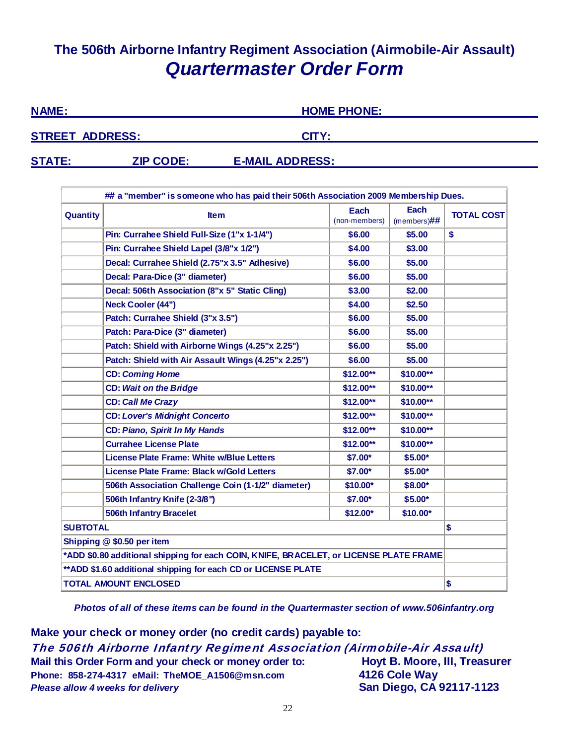# The 506th Airborne Infantry Regiment Association (Airmobile-Air Assault)

## *Quartermaster Order Form*

**NAME:** ______________________ **HOME PHONE:** ______________________

**STREET ADDRESS:** ______________________ **CITY:** ______________________

**STATE:** ________ **ZIP CODE:** ________ **E-MAIL ADDRESS:** ______________________

## a "member" is someone who has paid their 506th Association 2009 Membership Dues.

| Quantity | Item | Each (non-members) | Each (members)## | TOTAL COST |
|---|---|---|---|---|
| | Pin: Currahee Shield Full-Size (1"x 1-1/4") | $6.00 | $5.00 | $ |
| | Pin: Currahee Shield Lapel (3/8"x 1/2") | $4.00 | $3.00 | |
| | Decal: Currahee Shield (2.75"x 3.5" Adhesive) | $6.00 | $5.00 | |
| | Decal: Para-Dice (3" diameter) | $6.00 | $5.00 | |
| | Decal: 506th Association (8"x 5" Static Cling) | $3.00 | $2.00 | |
| | Neck Cooler (44") | $4.00 | $2.50 | |
| | Patch: Currahee Shield (3"x 3.5") | $6.00 | $5.00 | |
| | Patch: Para-Dice (3" diameter) | $6.00 | $5.00 | |
| | Patch: Shield with Airborne Wings (4.25"x 2.25") | $6.00 | $5.00 | |
| | Patch: Shield with Air Assault Wings (4.25"x 2.25") | $6.00 | $5.00 | |
| | CD: *Coming Home* | $12.00** | $10.00** | |
| | CD: *Wait on the Bridge* | $12.00** | $10.00** | |
| | CD: *Call Me Crazy* | $12.00** | $10.00** | |
| | CD: *Lover's Midnight Concerto* | $12.00** | $10.00** | |
| | CD: *Piano, Spirit In My Hands* | $12.00** | $10.00** | |
| | Currahee License Plate | $12.00** | $10.00** | |
| | License Plate Frame: White w/Blue Letters | $7.00* | $5.00* | |
| | License Plate Frame: Black w/Gold Letters | $7.00* | $5.00* | |
| | 506th Association Challenge Coin (1-1/2" diameter) | $10.00* | $8.00* | |
| | 506th Infantry Knife (2-3/8") | $7.00* | $5.00* | |
| | 506th Infantry Bracelet | $12.00* | $10.00* | |
| **SUBTOTAL** | | | | $ |
| Shipping @ $0.50 per item | | | | |
| *ADD $0.80 additional shipping for each COIN, KNIFE, BRACELET, or LICENSE PLATE FRAME | | | | |
| **ADD $1.60 additional shipping for each CD or LICENSE PLATE | | | | |
| **TOTAL AMOUNT ENCLOSED** | | | | $ |

*Photos of all of these items can be found in the Quartermaster section of www.506infantry.org*

**Make your check or money order (no credit cards) payable to:**

***The 506th Airborne Infantry Regiment Association (Airmobile-Air Assault)***

**Mail this Order Form and your check or money order to:**

**Phone: 858-274-4317 eMail: TheMOE_A1506@msn.com**

***Please allow 4 weeks for delivery***

**Hoyt B. Moore, III, Treasurer**
**4126 Cole Way**
**San Diego, CA 92117-1123**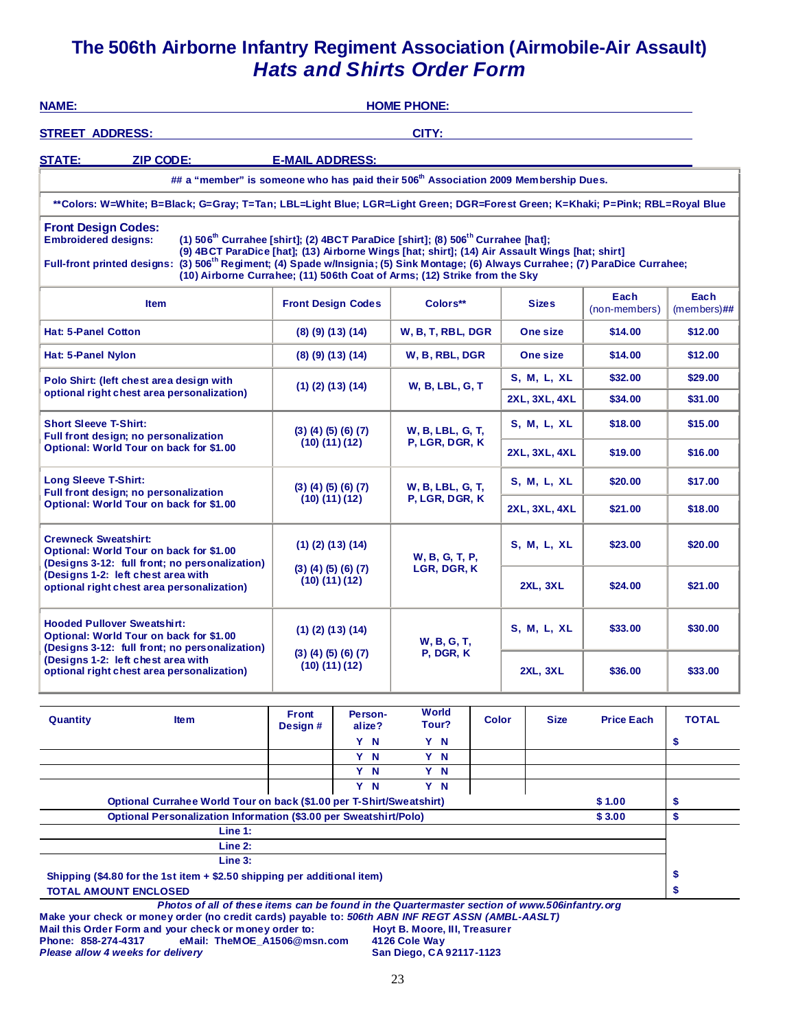# The 506th Airborne Infantry Regiment Association (Airmobile-Air Assault)
## *Hats and Shirts Order Form*

**NAME:** ______________________ **HOME PHONE:** ______________________

**STREET ADDRESS:** ______________________ **CITY:** ______________________

**STATE:** ______ **ZIP CODE:** ______ **E-MAIL ADDRESS:** ______________________

**## a "member" is someone who has paid their 506th Association 2009 Membership Dues.**

****Colors: W=White; B=Black; G=Gray; T=Tan; LBL=Light Blue; LGR=Light Green; DGR=Forest Green; K=Khaki; P=Pink; RBL=Royal Blue**

**Front Design Codes:**

**Embroidered designs:** (1) 506th Currahee [shirt]; (2) 4BCT ParaDice [shirt]; (8) 506th Currahee [hat]; (9) 4BCT ParaDice [hat]; (13) Airborne Wings [hat; shirt]; (14) Air Assault Wings [hat; shirt]

**Full-front printed designs:** (3) 506th Regiment; (4) Spade w/Insignia; (5) Sink Montage; (6) Always Currahee; (7) ParaDice Currahee; (10) Airborne Currahee; (11) 506th Coat of Arms; (12) Strike from the Sky

| Item | Front Design Codes | Colors** | Sizes | Each (non-members) | Each (members)## |
|---|---|---|---|---|---|
| Hat: 5-Panel Cotton | (8) (9) (13) (14) | W, B, T, RBL, DGR | One size | $14.00 | $12.00 |
| Hat: 5-Panel Nylon | (8) (9) (13) (14) | W, B, RBL, DGR | One size | $14.00 | $12.00 |
| Polo Shirt: (left chest area design with optional right chest area personalization) | (1) (2) (13) (14) | W, B, LBL, G, T | S, M, L, XL | $32.00 | $29.00 |
| | | | 2XL, 3XL, 4XL | $34.00 | $31.00 |
| Short Sleeve T-Shirt: Full front design; no personalization. Optional: World Tour on back for $1.00 | (3) (4) (5) (6) (7) (10) (11) (12) | W, B, LBL, G, T, P, LGR, DGR, K | S, M, L, XL | $18.00 | $15.00 |
| | | | 2XL, 3XL, 4XL | $19.00 | $16.00 |
| Long Sleeve T-Shirt: Full front design; no personalization. Optional: World Tour on back for $1.00 | (3) (4) (5) (6) (7) (10) (11) (12) | W, B, LBL, G, T, P, LGR, DGR, K | S, M, L, XL | $20.00 | $17.00 |
| | | | 2XL, 3XL, 4XL | $21.00 | $18.00 |
| Crewneck Sweatshirt: Optional: World Tour on back for $1.00 (Designs 3-12: full front; no personalization) (Designs 1-2: left chest area with optional right chest area personalization) | (1) (2) (13) (14) / (3) (4) (5) (6) (7) (10) (11) (12) | W, B, G, T, P, LGR, DGR, K | S, M, L, XL | $23.00 | $20.00 |
| | | | 2XL, 3XL | $24.00 | $21.00 |
| Hooded Pullover Sweatshirt: Optional: World Tour on back for $1.00 (Designs 3-12: full front; no personalization) (Designs 1-2: left chest area with optional right chest area personalization) | (1) (2) (13) (14) / (3) (4) (5) (6) (7) (10) (11) (12) | W, B, G, T, P, DGR, K | S, M, L, XL | $33.00 | $30.00 |
| | | | 2XL, 3XL | $36.00 | $33.00 |

| Quantity | Item | Front Design # | Personalize? | World Tour? | Color | Size | Price Each | TOTAL |
|---|---|---|---|---|---|---|---|---|
| | | | Y N | Y N | | | | $ |
| | | | Y N | Y N | | | | |
| | | | Y N | Y N | | | | |
| | | | Y N | Y N | | | | |
| Optional Currahee World Tour on back ($1.00 per T-Shirt/Sweatshirt) | | | | | | | $ 1.00 | $ |
| Optional Personalization Information ($3.00 per Sweatshirt/Polo) | | | | | | | $ 3.00 | $ |
| Line 1: | | | | | | | | |
| Line 2: | | | | | | | | |
| Line 3: | | | | | | | | |
| Shipping ($4.80 for the 1st item + $2.50 shipping per additional item) | | | | | | | | $ |
| TOTAL AMOUNT ENCLOSED | | | | | | | | $ |

*Photos of all of these items can be found in the Quartermaster section of www.506infantry.org*

**Make your check or money order (no credit cards) payable to:** *506th ABN INF REGT ASSN (AMBL-AASLT)*

**Mail this Order Form and your check or money order to:**
Hoyt B. Moore, III, Treasurer
4126 Cole Way
San Diego, CA 92117-1123

**Phone:** 858-274-4317 **eMail:** TheMOE_A1506@msn.com

*Please allow 4 weeks for delivery*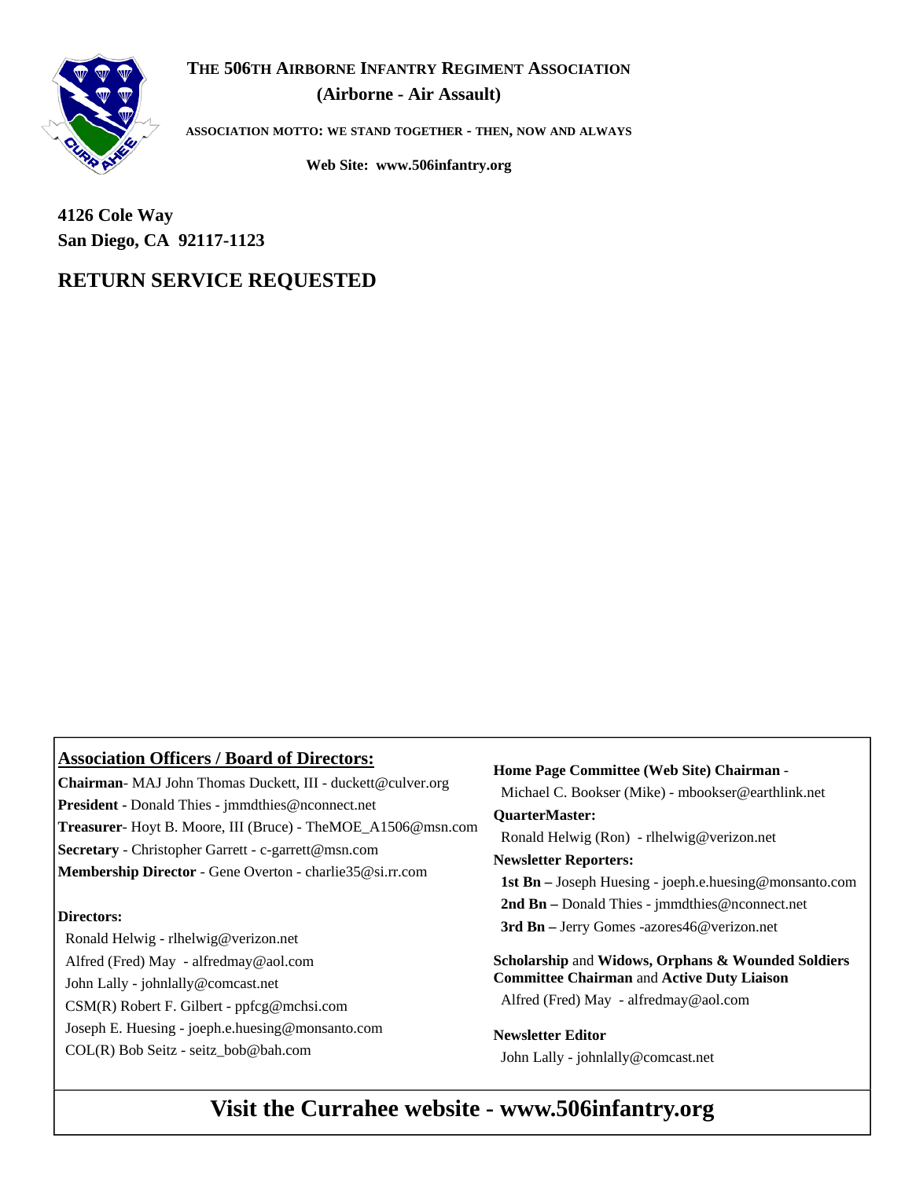**THE 506TH AIRBORNE INFANTRY REGIMENT ASSOCIATION**

**(Airborne - Air Assault)**

**ASSOCIATION MOTTO: WE STAND TOGETHER - THEN, NOW AND ALWAYS**

**Web Site: www.506infantry.org**

**4126 Cole Way**
**San Diego, CA 92117-1123**

## RETURN SERVICE REQUESTED

**Association Officers / Board of Directors:**

**Chairman**- MAJ John Thomas Duckett, III - duckett@culver.org
**President -** Donald Thies - jmmdthies@nconnect.net
**Treasurer**- Hoyt B. Moore, III (Bruce) - TheMOE_A1506@msn.com
**Secretary** - Christopher Garrett - c-garrett@msn.com
**Membership Director** - Gene Overton - charlie35@si.rr.com

**Directors:**

Ronald Helwig - rlhelwig@verizon.net
Alfred (Fred) May - alfredmay@aol.com
John Lally - johnlally@comcast.net
CSM(R) Robert F. Gilbert - ppfcg@mchsi.com
Joseph E. Huesing - joeph.e.huesing@monsanto.com
COL(R) Bob Seitz - seitz_bob@bah.com

**Home Page Committee (Web Site) Chairman** -
Michael C. Bookser (Mike) - mbookser@earthlink.net

**QuarterMaster:**
Ronald Helwig (Ron) - rlhelwig@verizon.net

**Newsletter Reporters:**
**1st Bn –** Joseph Huesing - joeph.e.huesing@monsanto.com
**2nd Bn –** Donald Thies - jmmdthies@nconnect.net
**3rd Bn –** Jerry Gomes -azores46@verizon.net

**Scholarship** and **Widows, Orphans & Wounded Soldiers Committee Chairman** and **Active Duty Liaison**
Alfred (Fred) May - alfredmay@aol.com

**Newsletter Editor**
John Lally - johnlally@comcast.net

**Visit the Currahee website - www.506infantry.org**